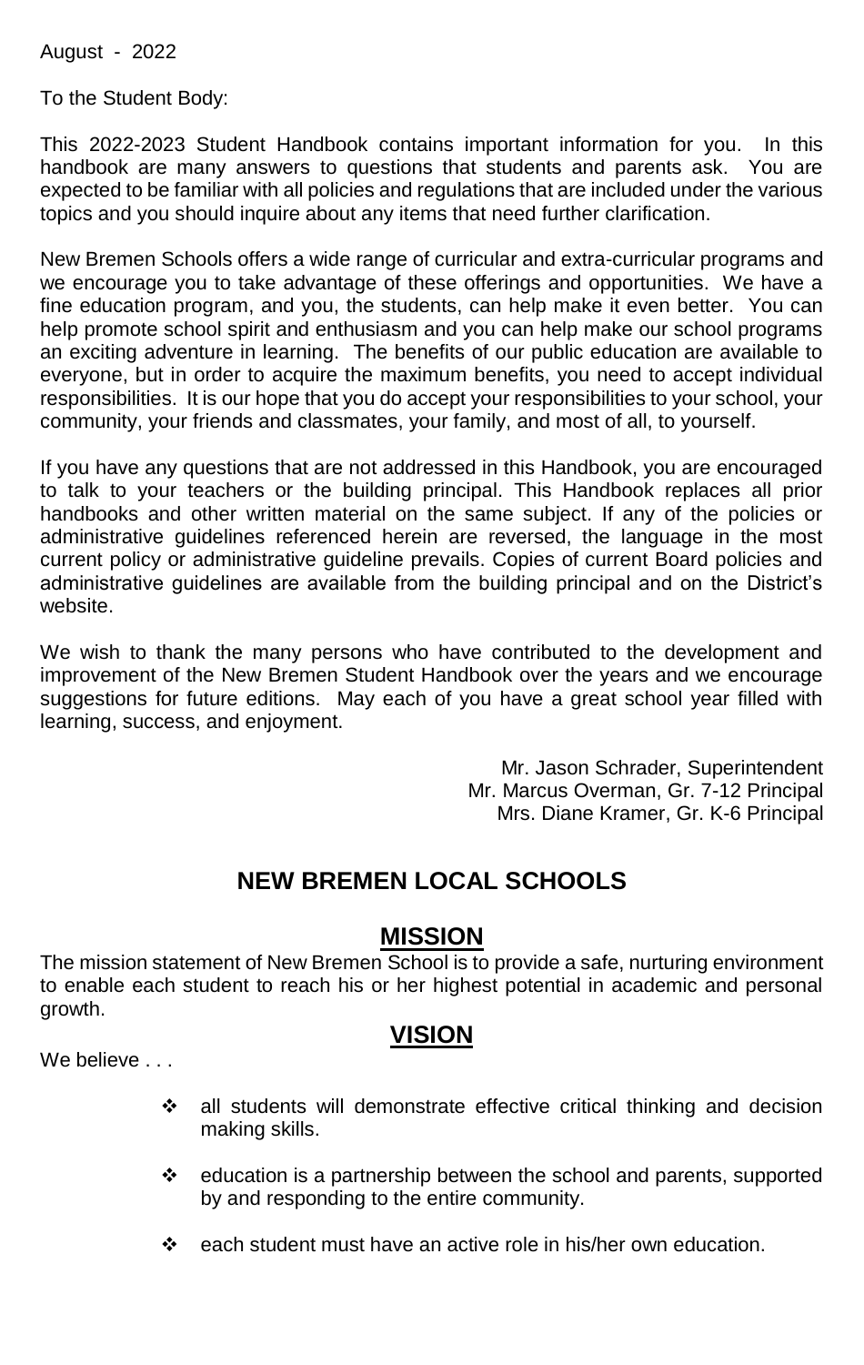August - 2022

To the Student Body:

This 2022-2023 Student Handbook contains important information for you. In this handbook are many answers to questions that students and parents ask. You are expected to be familiar with all policies and regulations that are included under the various topics and you should inquire about any items that need further clarification.

New Bremen Schools offers a wide range of curricular and extra-curricular programs and we encourage you to take advantage of these offerings and opportunities. We have a fine education program, and you, the students, can help make it even better. You can help promote school spirit and enthusiasm and you can help make our school programs an exciting adventure in learning. The benefits of our public education are available to everyone, but in order to acquire the maximum benefits, you need to accept individual responsibilities. It is our hope that you do accept your responsibilities to your school, your community, your friends and classmates, your family, and most of all, to yourself.

If you have any questions that are not addressed in this Handbook, you are encouraged to talk to your teachers or the building principal. This Handbook replaces all prior handbooks and other written material on the same subject. If any of the policies or administrative guidelines referenced herein are reversed, the language in the most current policy or administrative guideline prevails. Copies of current Board policies and administrative guidelines are available from the building principal and on the District's website.

We wish to thank the many persons who have contributed to the development and improvement of the New Bremen Student Handbook over the years and we encourage suggestions for future editions. May each of you have a great school year filled with learning, success, and enjoyment.

Mr. Jason Schrader, Superintendent
Mr. Marcus Overman, Gr. 7-12 Principal
Mrs. Diane Kramer, Gr. K-6 Principal

# NEW BREMEN LOCAL SCHOOLS

## MISSION

The mission statement of New Bremen School is to provide a safe, nurturing environment to enable each student to reach his or her highest potential in academic and personal growth.

## VISION

We believe . . .

- all students will demonstrate effective critical thinking and decision making skills.
- education is a partnership between the school and parents, supported by and responding to the entire community.
- each student must have an active role in his/her own education.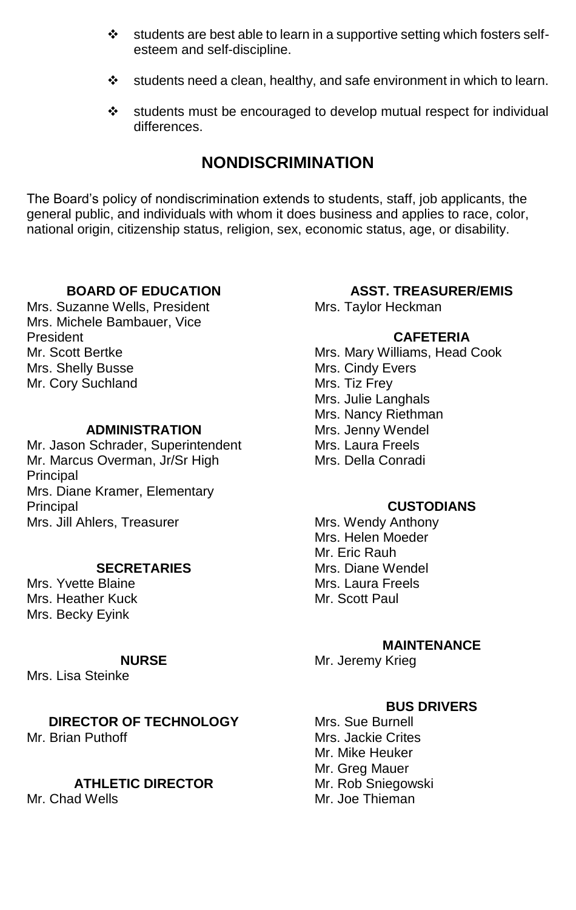- students are best able to learn in a supportive setting which fosters self-esteem and self-discipline.
- students need a clean, healthy, and safe environment in which to learn.
- students must be encouraged to develop mutual respect for individual differences.

## NONDISCRIMINATION

The Board's policy of nondiscrimination extends to students, staff, job applicants, the general public, and individuals with whom it does business and applies to race, color, national origin, citizenship status, religion, sex, economic status, age, or disability.

**BOARD OF EDUCATION**

Mrs. Suzanne Wells, President
Mrs. Michele Bambauer, Vice President
Mr. Scott Bertke
Mrs. Shelly Busse
Mr. Cory Suchland

**ADMINISTRATION**

Mr. Jason Schrader, Superintendent
Mr. Marcus Overman, Jr/Sr High Principal
Mrs. Diane Kramer, Elementary Principal
Mrs. Jill Ahlers, Treasurer

**SECRETARIES**

Mrs. Yvette Blaine
Mrs. Heather Kuck
Mrs. Becky Eyink

**NURSE**

Mrs. Lisa Steinke

**DIRECTOR OF TECHNOLOGY**

Mr. Brian Puthoff

**ATHLETIC DIRECTOR**

Mr. Chad Wells

**ASST. TREASURER/EMIS**

Mrs. Taylor Heckman

**CAFETERIA**

Mrs. Mary Williams, Head Cook
Mrs. Cindy Evers
Mrs. Tiz Frey
Mrs. Julie Langhals
Mrs. Nancy Riethman
Mrs. Jenny Wendel
Mrs. Laura Freels
Mrs. Della Conradi

**CUSTODIANS**

Mrs. Wendy Anthony
Mrs. Helen Moeder
Mr. Eric Rauh
Mrs. Diane Wendel
Mrs. Laura Freels
Mr. Scott Paul

**MAINTENANCE**

Mr. Jeremy Krieg

**BUS DRIVERS**

Mrs. Sue Burnell
Mrs. Jackie Crites
Mr. Mike Heuker
Mr. Greg Mauer
Mr. Rob Sniegowski
Mr. Joe Thieman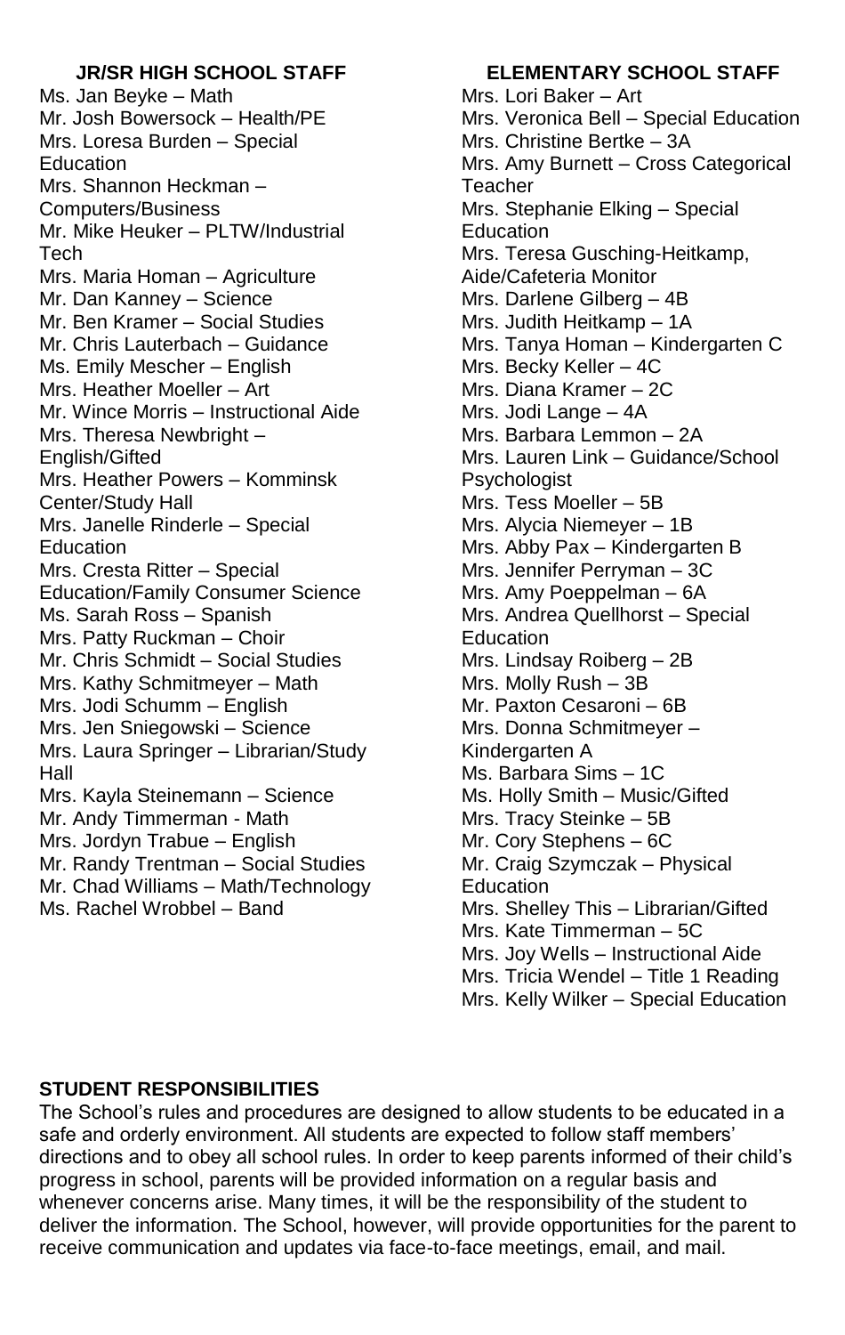## JR/SR HIGH SCHOOL STAFF

Ms. Jan Beyke – Math
Mr. Josh Bowersock – Health/PE
Mrs. Loresa Burden – Special Education
Mrs. Shannon Heckman – Computers/Business
Mr. Mike Heuker – PLTW/Industrial Tech
Mrs. Maria Homan – Agriculture
Mr. Dan Kanney – Science
Mr. Ben Kramer – Social Studies
Mr. Chris Lauterbach – Guidance
Ms. Emily Mescher – English
Mrs. Heather Moeller – Art
Mr. Wince Morris – Instructional Aide
Mrs. Theresa Newbright – English/Gifted
Mrs. Heather Powers – Komminsk Center/Study Hall
Mrs. Janelle Rinderle – Special Education
Mrs. Cresta Ritter – Special Education/Family Consumer Science
Ms. Sarah Ross – Spanish
Mrs. Patty Ruckman – Choir
Mr. Chris Schmidt – Social Studies
Mrs. Kathy Schmitmeyer – Math
Mrs. Jodi Schumm – English
Mrs. Jen Sniegowski – Science
Mrs. Laura Springer – Librarian/Study Hall
Mrs. Kayla Steinemann – Science
Mr. Andy Timmerman - Math
Mrs. Jordyn Trabue – English
Mr. Randy Trentman – Social Studies
Mr. Chad Williams – Math/Technology
Ms. Rachel Wrobbel – Band

## ELEMENTARY SCHOOL STAFF

Mrs. Lori Baker – Art
Mrs. Veronica Bell – Special Education
Mrs. Christine Bertke – 3A
Mrs. Amy Burnett – Cross Categorical Teacher
Mrs. Stephanie Elking – Special Education
Mrs. Teresa Gusching-Heitkamp, Aide/Cafeteria Monitor
Mrs. Darlene Gilberg – 4B
Mrs. Judith Heitkamp – 1A
Mrs. Tanya Homan – Kindergarten C
Mrs. Becky Keller – 4C
Mrs. Diana Kramer – 2C
Mrs. Jodi Lange – 4A
Mrs. Barbara Lemmon – 2A
Mrs. Lauren Link – Guidance/School Psychologist
Mrs. Tess Moeller – 5B
Mrs. Alycia Niemeyer – 1B
Mrs. Abby Pax – Kindergarten B
Mrs. Jennifer Perryman – 3C
Mrs. Amy Poeppelman – 6A
Mrs. Andrea Quellhorst – Special Education
Mrs. Lindsay Roiberg – 2B
Mrs. Molly Rush – 3B
Mr. Paxton Cesaroni – 6B
Mrs. Donna Schmitmeyer – Kindergarten A
Ms. Barbara Sims – 1C
Ms. Holly Smith – Music/Gifted
Mrs. Tracy Steinke – 5B
Mr. Cory Stephens – 6C
Mr. Craig Szymczak – Physical Education
Mrs. Shelley This – Librarian/Gifted
Mrs. Kate Timmerman – 5C
Mrs. Joy Wells – Instructional Aide
Mrs. Tricia Wendel – Title 1 Reading
Mrs. Kelly Wilker – Special Education

## STUDENT RESPONSIBILITIES

The School's rules and procedures are designed to allow students to be educated in a safe and orderly environment. All students are expected to follow staff members' directions and to obey all school rules. In order to keep parents informed of their child's progress in school, parents will be provided information on a regular basis and whenever concerns arise. Many times, it will be the responsibility of the student to deliver the information. The School, however, will provide opportunities for the parent to receive communication and updates via face-to-face meetings, email, and mail.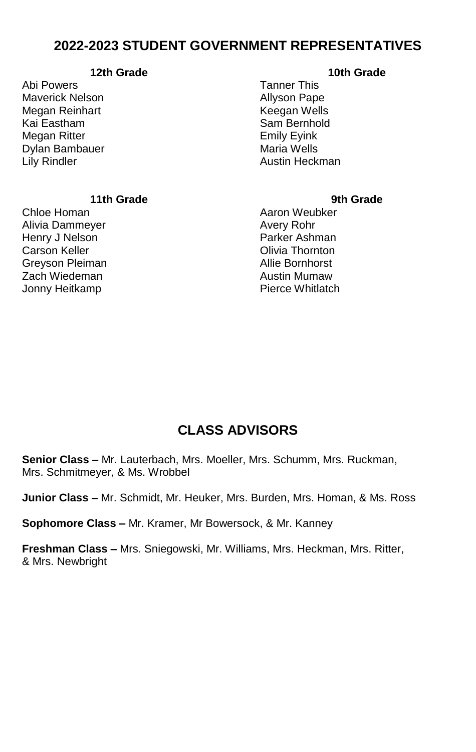## 2022-2023 STUDENT GOVERNMENT REPRESENTATIVES

### 12th Grade

Abi Powers
Maverick Nelson
Megan Reinhart
Kai Eastham
Megan Ritter
Dylan Bambauer
Lily Rindler

### 11th Grade

Chloe Homan
Alivia Dammeyer
Henry J Nelson
Carson Keller
Greyson Pleiman
Zach Wiedeman
Jonny Heitkamp

### 10th Grade

Tanner This
Allyson Pape
Keegan Wells
Sam Bernhold
Emily Eyink
Maria Wells
Austin Heckman

### 9th Grade

Aaron Weubker
Avery Rohr
Parker Ashman
Olivia Thornton
Allie Bornhorst
Austin Mumaw
Pierce Whitlatch

## CLASS ADVISORS

**Senior Class –** Mr. Lauterbach, Mrs. Moeller, Mrs. Schumm, Mrs. Ruckman, Mrs. Schmitmeyer, & Ms. Wrobbel

**Junior Class –** Mr. Schmidt, Mr. Heuker, Mrs. Burden, Mrs. Homan, & Ms. Ross

**Sophomore Class –** Mr. Kramer, Mr Bowersock, & Mr. Kanney

**Freshman Class –** Mrs. Sniegowski, Mr. Williams, Mrs. Heckman, Mrs. Ritter, & Mrs. Newbright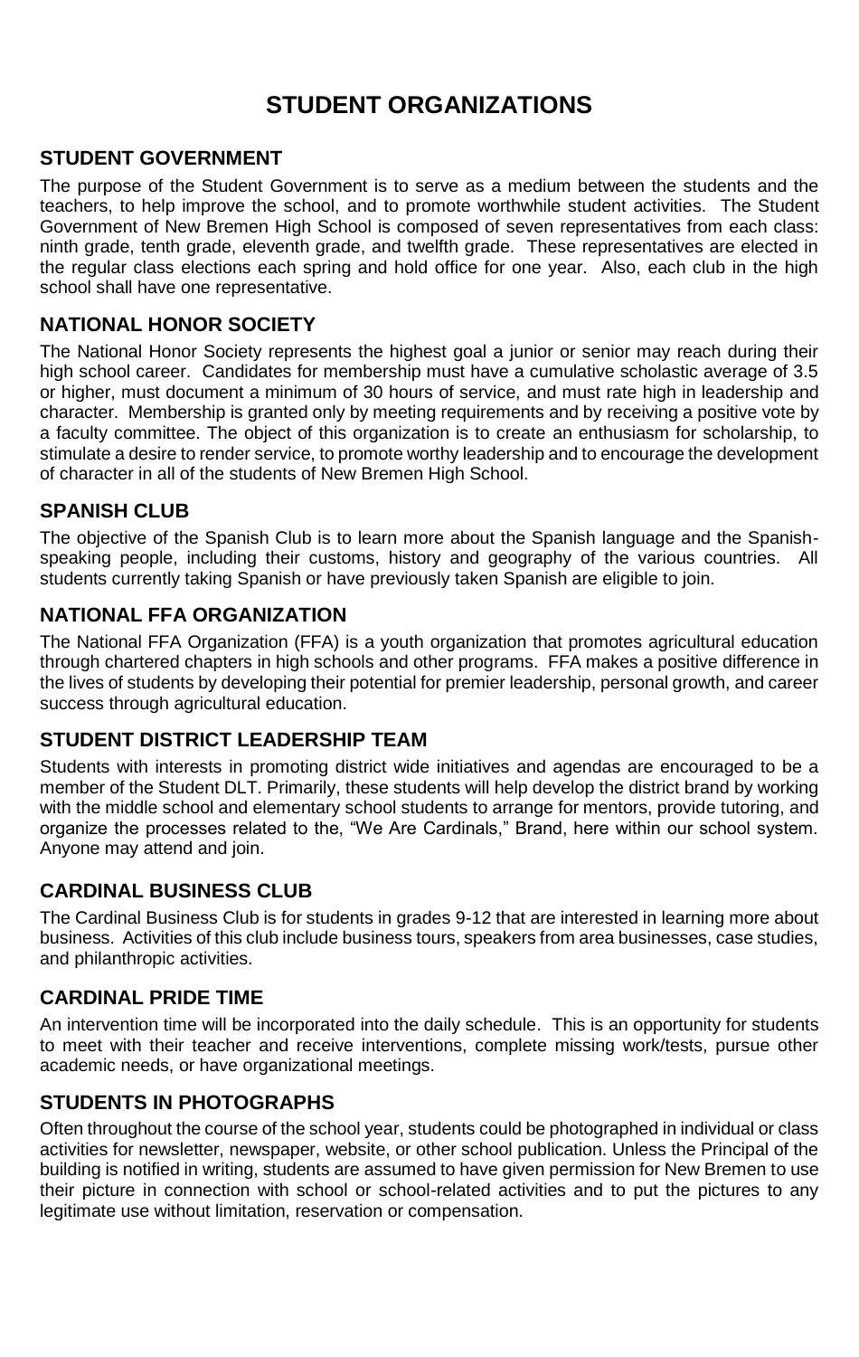# STUDENT ORGANIZATIONS

## STUDENT GOVERNMENT

The purpose of the Student Government is to serve as a medium between the students and the teachers, to help improve the school, and to promote worthwhile student activities. The Student Government of New Bremen High School is composed of seven representatives from each class: ninth grade, tenth grade, eleventh grade, and twelfth grade. These representatives are elected in the regular class elections each spring and hold office for one year. Also, each club in the high school shall have one representative.

## NATIONAL HONOR SOCIETY

The National Honor Society represents the highest goal a junior or senior may reach during their high school career. Candidates for membership must have a cumulative scholastic average of 3.5 or higher, must document a minimum of 30 hours of service, and must rate high in leadership and character. Membership is granted only by meeting requirements and by receiving a positive vote by a faculty committee. The object of this organization is to create an enthusiasm for scholarship, to stimulate a desire to render service, to promote worthy leadership and to encourage the development of character in all of the students of New Bremen High School.

## SPANISH CLUB

The objective of the Spanish Club is to learn more about the Spanish language and the Spanish-speaking people, including their customs, history and geography of the various countries. All students currently taking Spanish or have previously taken Spanish are eligible to join.

## NATIONAL FFA ORGANIZATION

The National FFA Organization (FFA) is a youth organization that promotes agricultural education through chartered chapters in high schools and other programs. FFA makes a positive difference in the lives of students by developing their potential for premier leadership, personal growth, and career success through agricultural education.

## STUDENT DISTRICT LEADERSHIP TEAM

Students with interests in promoting district wide initiatives and agendas are encouraged to be a member of the Student DLT. Primarily, these students will help develop the district brand by working with the middle school and elementary school students to arrange for mentors, provide tutoring, and organize the processes related to the, "We Are Cardinals," Brand, here within our school system. Anyone may attend and join.

## CARDINAL BUSINESS CLUB

The Cardinal Business Club is for students in grades 9-12 that are interested in learning more about business. Activities of this club include business tours, speakers from area businesses, case studies, and philanthropic activities.

## CARDINAL PRIDE TIME

An intervention time will be incorporated into the daily schedule. This is an opportunity for students to meet with their teacher and receive interventions, complete missing work/tests, pursue other academic needs, or have organizational meetings.

## STUDENTS IN PHOTOGRAPHS

Often throughout the course of the school year, students could be photographed in individual or class activities for newsletter, newspaper, website, or other school publication. Unless the Principal of the building is notified in writing, students are assumed to have given permission for New Bremen to use their picture in connection with school or school-related activities and to put the pictures to any legitimate use without limitation, reservation or compensation.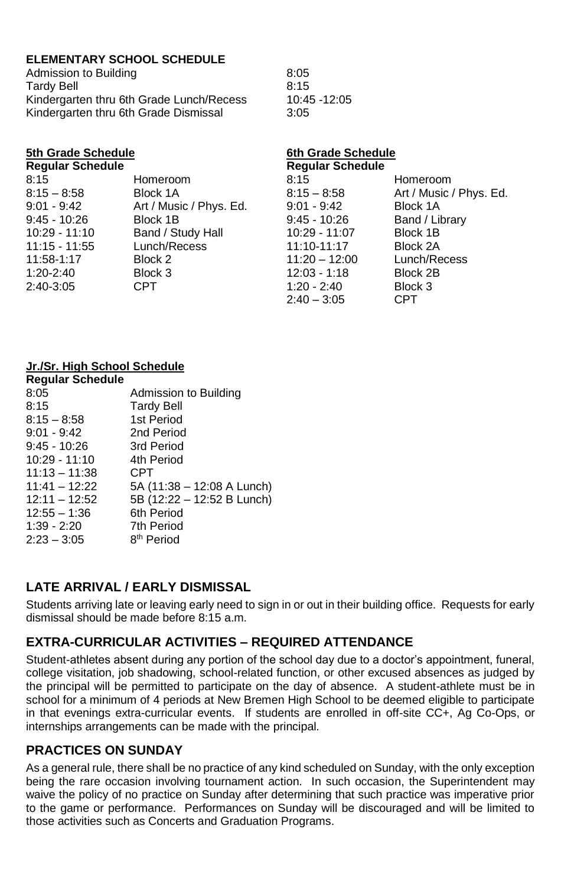## ELEMENTARY SCHOOL SCHEDULE

| | |
|---|---|
| Admission to Building | 8:05 |
| Tardy Bell | 8:15 |
| Kindergarten thru 6th Grade Lunch/Recess | 10:45 -12:05 |
| Kindergarten thru 6th Grade Dismissal | 3:05 |

### 5th Grade Schedule

**Regular Schedule**

| | |
|---|---|
| 8:15 | Homeroom |
| 8:15 – 8:58 | Block 1A |
| 9:01 - 9:42 | Art / Music / Phys. Ed. |
| 9:45 - 10:26 | Block 1B |
| 10:29 - 11:10 | Band / Study Hall |
| 11:15 - 11:55 | Lunch/Recess |
| 11:58-1:17 | Block 2 |
| 1:20-2:40 | Block 3 |
| 2:40-3:05 | CPT |

### 6th Grade Schedule

**Regular Schedule**

| | |
|---|---|
| 8:15 | Homeroom |
| 8:15 – 8:58 | Art / Music / Phys. Ed. |
| 9:01 - 9:42 | Block 1A |
| 9:45 - 10:26 | Band / Library |
| 10:29 - 11:07 | Block 1B |
| 11:10-11:17 | Block 2A |
| 11:20 – 12:00 | Lunch/Recess |
| 12:03 - 1:18 | Block 2B |
| 1:20 - 2:40 | Block 3 |
| 2:40 – 3:05 | CPT |

### Jr./Sr. High School Schedule

**Regular Schedule**

| | |
|---|---|
| 8:05 | Admission to Building |
| 8:15 | Tardy Bell |
| 8:15 – 8:58 | 1st Period |
| 9:01 - 9:42 | 2nd Period |
| 9:45 - 10:26 | 3rd Period |
| 10:29 - 11:10 | 4th Period |
| 11:13 – 11:38 | CPT |
| 11:41 – 12:22 | 5A (11:38 – 12:08 A Lunch) |
| 12:11 – 12:52 | 5B (12:22 – 12:52 B Lunch) |
| 12:55 – 1:36 | 6th Period |
| 1:39 - 2:20 | 7th Period |
| 2:23 – 3:05 | 8th Period |

## LATE ARRIVAL / EARLY DISMISSAL

Students arriving late or leaving early need to sign in or out in their building office. Requests for early dismissal should be made before 8:15 a.m.

## EXTRA-CURRICULAR ACTIVITIES – REQUIRED ATTENDANCE

Student-athletes absent during any portion of the school day due to a doctor's appointment, funeral, college visitation, job shadowing, school-related function, or other excused absences as judged by the principal will be permitted to participate on the day of absence. A student-athlete must be in school for a minimum of 4 periods at New Bremen High School to be deemed eligible to participate in that evenings extra-curricular events. If students are enrolled in off-site CC+, Ag Co-Ops, or internships arrangements can be made with the principal.

## PRACTICES ON SUNDAY

As a general rule, there shall be no practice of any kind scheduled on Sunday, with the only exception being the rare occasion involving tournament action. In such occasion, the Superintendent may waive the policy of no practice on Sunday after determining that such practice was imperative prior to the game or performance. Performances on Sunday will be discouraged and will be limited to those activities such as Concerts and Graduation Programs.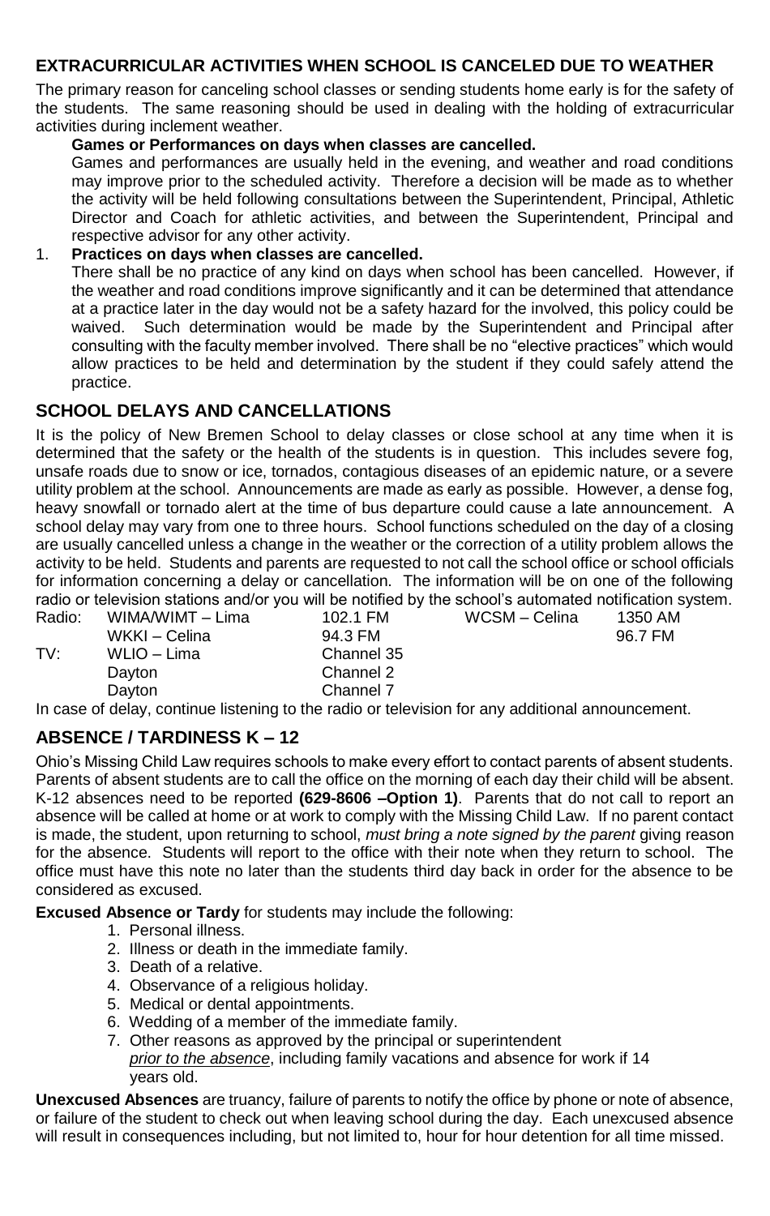## EXTRACURRICULAR ACTIVITIES WHEN SCHOOL IS CANCELED DUE TO WEATHER

The primary reason for canceling school classes or sending students home early is for the safety of the students. The same reasoning should be used in dealing with the holding of extracurricular activities during inclement weather.

**Games or Performances on days when classes are cancelled.**

Games and performances are usually held in the evening, and weather and road conditions may improve prior to the scheduled activity. Therefore a decision will be made as to whether the activity will be held following consultations between the Superintendent, Principal, Athletic Director and Coach for athletic activities, and between the Superintendent, Principal and respective advisor for any other activity.

1. **Practices on days when classes are cancelled.**

   There shall be no practice of any kind on days when school has been cancelled. However, if the weather and road conditions improve significantly and it can be determined that attendance at a practice later in the day would not be a safety hazard for the involved, this policy could be waived. Such determination would be made by the Superintendent and Principal after consulting with the faculty member involved. There shall be no "elective practices" which would allow practices to be held and determination by the student if they could safely attend the practice.

## SCHOOL DELAYS AND CANCELLATIONS

It is the policy of New Bremen School to delay classes or close school at any time when it is determined that the safety or the health of the students is in question. This includes severe fog, unsafe roads due to snow or ice, tornados, contagious diseases of an epidemic nature, or a severe utility problem at the school. Announcements are made as early as possible. However, a dense fog, heavy snowfall or tornado alert at the time of bus departure could cause a late announcement. A school delay may vary from one to three hours. School functions scheduled on the day of a closing are usually cancelled unless a change in the weather or the correction of a utility problem allows the activity to be held. Students and parents are requested to not call the school office or school officials for information concerning a delay or cancellation. The information will be on one of the following radio or television stations and/or you will be notified by the school's automated notification system.

| | | | | |
|---|---|---|---|---|
| Radio: | WIMA/WIMT – Lima | 102.1 FM | WCSM – Celina | 1350 AM |
| | WKKI – Celina | 94.3 FM | | 96.7 FM |
| TV: | WLIO – Lima | Channel 35 | | |
| | Dayton | Channel 2 | | |
| | Dayton | Channel 7 | | |

In case of delay, continue listening to the radio or television for any additional announcement.

## ABSENCE / TARDINESS K – 12

Ohio's Missing Child Law requires schools to make every effort to contact parents of absent students. Parents of absent students are to call the office on the morning of each day their child will be absent. K-12 absences need to be reported **(629-8606 –Option 1)**. Parents that do not call to report an absence will be called at home or at work to comply with the Missing Child Law. If no parent contact is made, the student, upon returning to school, *must bring a note signed by the parent* giving reason for the absence. Students will report to the office with their note when they return to school. The office must have this note no later than the students third day back in order for the absence to be considered as excused.

**Excused Absence or Tardy** for students may include the following:

1. Personal illness.
2. Illness or death in the immediate family.
3. Death of a relative.
4. Observance of a religious holiday.
5. Medical or dental appointments.
6. Wedding of a member of the immediate family.
7. Other reasons as approved by the principal or superintendent *prior to the absence*, including family vacations and absence for work if 14 years old.

**Unexcused Absences** are truancy, failure of parents to notify the office by phone or note of absence, or failure of the student to check out when leaving school during the day. Each unexcused absence will result in consequences including, but not limited to, hour for hour detention for all time missed.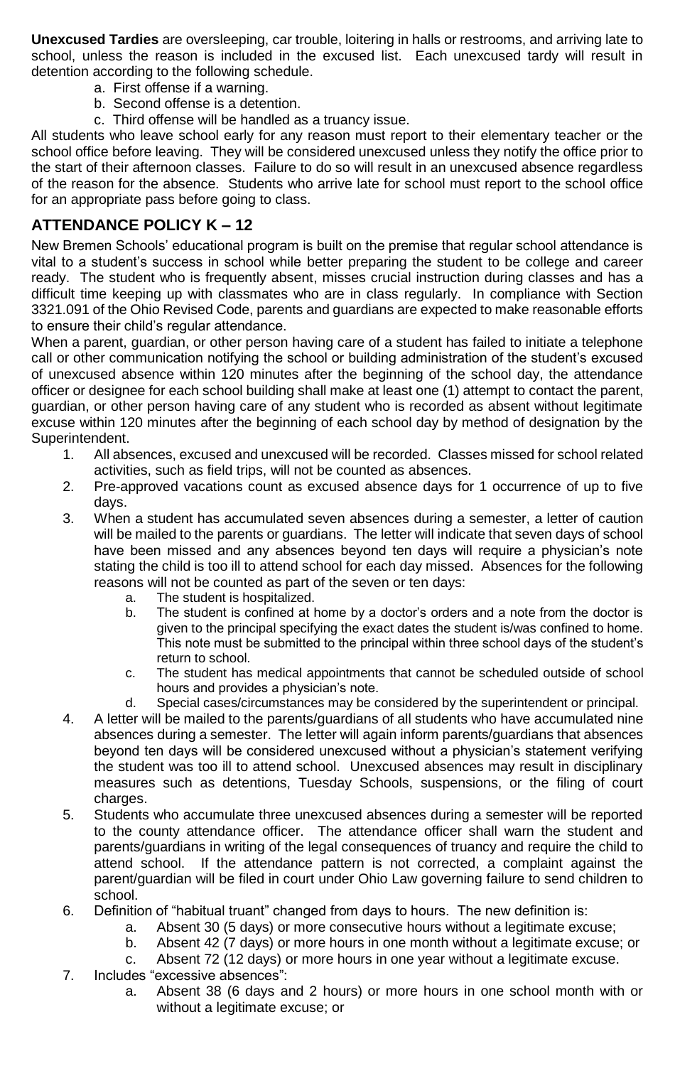**Unexcused Tardies** are oversleeping, car trouble, loitering in halls or restrooms, and arriving late to school, unless the reason is included in the excused list. Each unexcused tardy will result in detention according to the following schedule.

a. First offense if a warning.
b. Second offense is a detention.
c. Third offense will be handled as a truancy issue.

All students who leave school early for any reason must report to their elementary teacher or the school office before leaving. They will be considered unexcused unless they notify the office prior to the start of their afternoon classes. Failure to do so will result in an unexcused absence regardless of the reason for the absence. Students who arrive late for school must report to the school office for an appropriate pass before going to class.

## ATTENDANCE POLICY K – 12

New Bremen Schools' educational program is built on the premise that regular school attendance is vital to a student's success in school while better preparing the student to be college and career ready. The student who is frequently absent, misses crucial instruction during classes and has a difficult time keeping up with classmates who are in class regularly. In compliance with Section 3321.091 of the Ohio Revised Code, parents and guardians are expected to make reasonable efforts to ensure their child's regular attendance.

When a parent, guardian, or other person having care of a student has failed to initiate a telephone call or other communication notifying the school or building administration of the student's excused of unexcused absence within 120 minutes after the beginning of the school day, the attendance officer or designee for each school building shall make at least one (1) attempt to contact the parent, guardian, or other person having care of any student who is recorded as absent without legitimate excuse within 120 minutes after the beginning of each school day by method of designation by the Superintendent.

1. All absences, excused and unexcused will be recorded. Classes missed for school related activities, such as field trips, will not be counted as absences.
2. Pre-approved vacations count as excused absence days for 1 occurrence of up to five days.
3. When a student has accumulated seven absences during a semester, a letter of caution will be mailed to the parents or guardians. The letter will indicate that seven days of school have been missed and any absences beyond ten days will require a physician's note stating the child is too ill to attend school for each day missed. Absences for the following reasons will not be counted as part of the seven or ten days:
   a. The student is hospitalized.
   b. The student is confined at home by a doctor's orders and a note from the doctor is given to the principal specifying the exact dates the student is/was confined to home. This note must be submitted to the principal within three school days of the student's return to school.
   c. The student has medical appointments that cannot be scheduled outside of school hours and provides a physician's note.
   d. Special cases/circumstances may be considered by the superintendent or principal.
4. A letter will be mailed to the parents/guardians of all students who have accumulated nine absences during a semester. The letter will again inform parents/guardians that absences beyond ten days will be considered unexcused without a physician's statement verifying the student was too ill to attend school. Unexcused absences may result in disciplinary measures such as detentions, Tuesday Schools, suspensions, or the filing of court charges.
5. Students who accumulate three unexcused absences during a semester will be reported to the county attendance officer. The attendance officer shall warn the student and parents/guardians in writing of the legal consequences of truancy and require the child to attend school. If the attendance pattern is not corrected, a complaint against the parent/guardian will be filed in court under Ohio Law governing failure to send children to school.
6. Definition of "habitual truant" changed from days to hours. The new definition is:
   a. Absent 30 (5 days) or more consecutive hours without a legitimate excuse;
   b. Absent 42 (7 days) or more hours in one month without a legitimate excuse; or
   c. Absent 72 (12 days) or more hours in one year without a legitimate excuse.
7. Includes "excessive absences":
   a. Absent 38 (6 days and 2 hours) or more hours in one school month with or without a legitimate excuse; or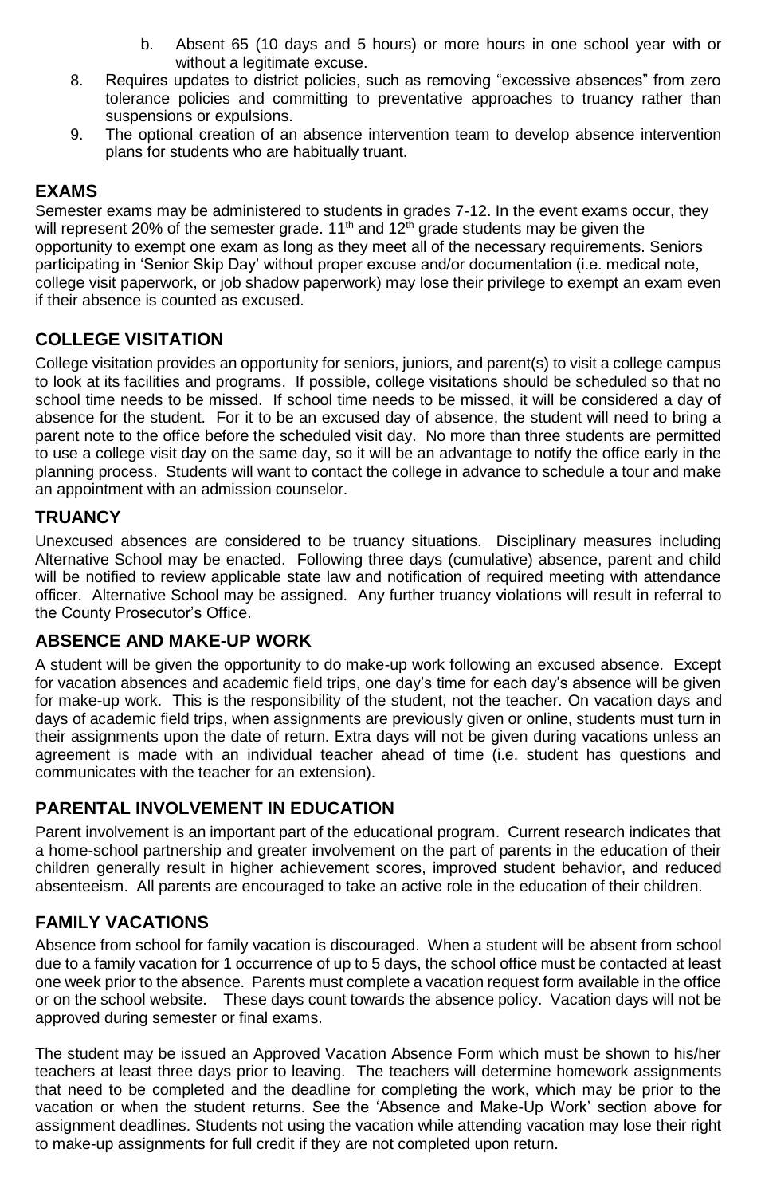b. Absent 65 (10 days and 5 hours) or more hours in one school year with or without a legitimate excuse.
8. Requires updates to district policies, such as removing "excessive absences" from zero tolerance policies and committing to preventative approaches to truancy rather than suspensions or expulsions.
9. The optional creation of an absence intervention team to develop absence intervention plans for students who are habitually truant.

## EXAMS

Semester exams may be administered to students in grades 7-12. In the event exams occur, they will represent 20% of the semester grade. 11th and 12th grade students may be given the opportunity to exempt one exam as long as they meet all of the necessary requirements. Seniors participating in 'Senior Skip Day' without proper excuse and/or documentation (i.e. medical note, college visit paperwork, or job shadow paperwork) may lose their privilege to exempt an exam even if their absence is counted as excused.

## COLLEGE VISITATION

College visitation provides an opportunity for seniors, juniors, and parent(s) to visit a college campus to look at its facilities and programs. If possible, college visitations should be scheduled so that no school time needs to be missed. If school time needs to be missed, it will be considered a day of absence for the student. For it to be an excused day of absence, the student will need to bring a parent note to the office before the scheduled visit day. No more than three students are permitted to use a college visit day on the same day, so it will be an advantage to notify the office early in the planning process. Students will want to contact the college in advance to schedule a tour and make an appointment with an admission counselor.

## TRUANCY

Unexcused absences are considered to be truancy situations. Disciplinary measures including Alternative School may be enacted. Following three days (cumulative) absence, parent and child will be notified to review applicable state law and notification of required meeting with attendance officer. Alternative School may be assigned. Any further truancy violations will result in referral to the County Prosecutor's Office.

## ABSENCE AND MAKE-UP WORK

A student will be given the opportunity to do make-up work following an excused absence. Except for vacation absences and academic field trips, one day's time for each day's absence will be given for make-up work. This is the responsibility of the student, not the teacher. On vacation days and days of academic field trips, when assignments are previously given or online, students must turn in their assignments upon the date of return. Extra days will not be given during vacations unless an agreement is made with an individual teacher ahead of time (i.e. student has questions and communicates with the teacher for an extension).

## PARENTAL INVOLVEMENT IN EDUCATION

Parent involvement is an important part of the educational program. Current research indicates that a home-school partnership and greater involvement on the part of parents in the education of their children generally result in higher achievement scores, improved student behavior, and reduced absenteeism. All parents are encouraged to take an active role in the education of their children.

## FAMILY VACATIONS

Absence from school for family vacation is discouraged. When a student will be absent from school due to a family vacation for 1 occurrence of up to 5 days, the school office must be contacted at least one week prior to the absence. Parents must complete a vacation request form available in the office or on the school website. These days count towards the absence policy. Vacation days will not be approved during semester or final exams.

The student may be issued an Approved Vacation Absence Form which must be shown to his/her teachers at least three days prior to leaving. The teachers will determine homework assignments that need to be completed and the deadline for completing the work, which may be prior to the vacation or when the student returns. See the 'Absence and Make-Up Work' section above for assignment deadlines. Students not using the vacation while attending vacation may lose their right to make-up assignments for full credit if they are not completed upon return.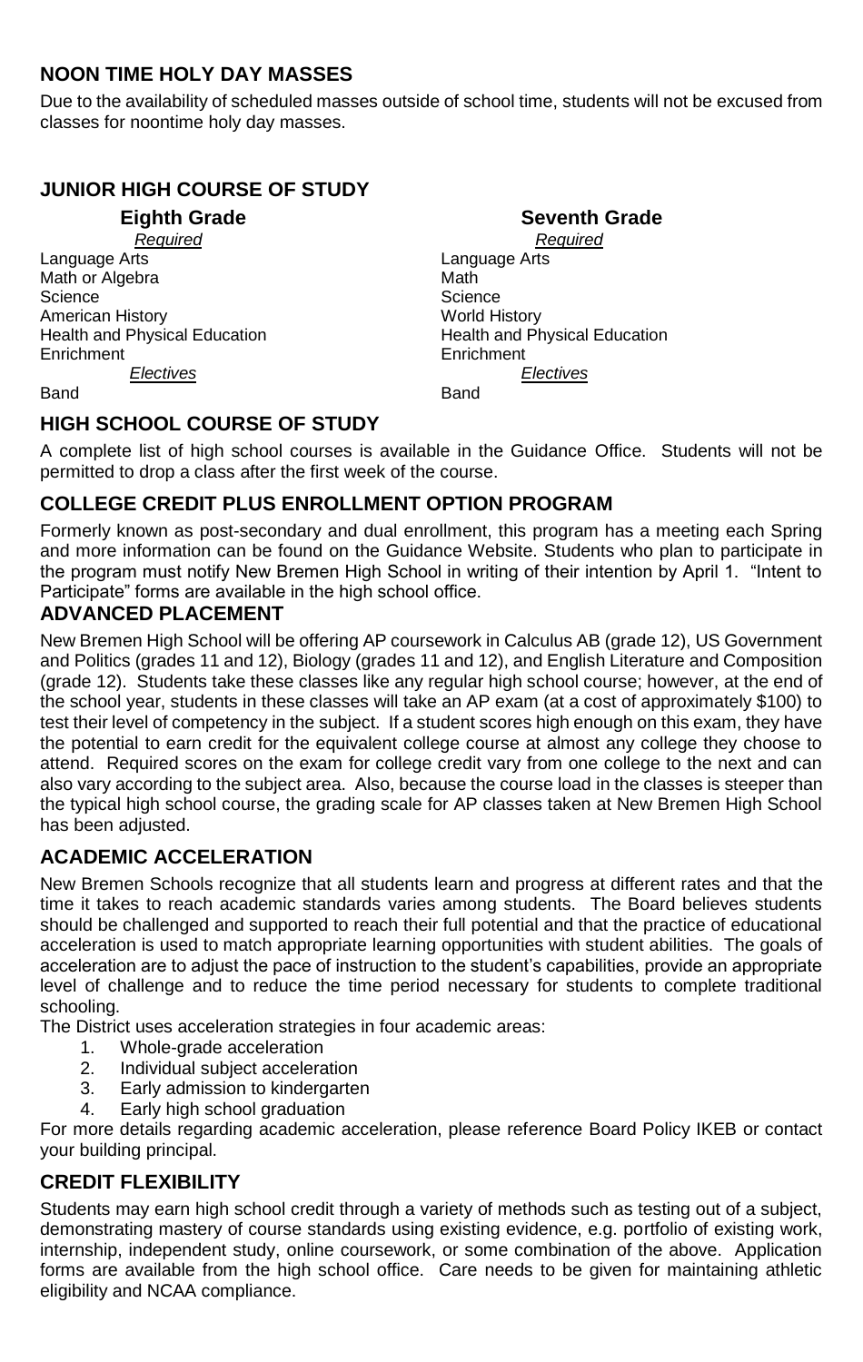## NOON TIME HOLY DAY MASSES

Due to the availability of scheduled masses outside of school time, students will not be excused from classes for noontime holy day masses.

## JUNIOR HIGH COURSE OF STUDY

### Eighth Grade

*Required*

Language Arts
Math or Algebra
Science
American History
Health and Physical Education
Enrichment

*Electives*

Band

### Seventh Grade

*Required*

Language Arts
Math
Science
World History
Health and Physical Education
Enrichment

*Electives*

Band

## HIGH SCHOOL COURSE OF STUDY

A complete list of high school courses is available in the Guidance Office. Students will not be permitted to drop a class after the first week of the course.

## COLLEGE CREDIT PLUS ENROLLMENT OPTION PROGRAM

Formerly known as post-secondary and dual enrollment, this program has a meeting each Spring and more information can be found on the Guidance Website. Students who plan to participate in the program must notify New Bremen High School in writing of their intention by April 1. "Intent to Participate" forms are available in the high school office.

## ADVANCED PLACEMENT

New Bremen High School will be offering AP coursework in Calculus AB (grade 12), US Government and Politics (grades 11 and 12), Biology (grades 11 and 12), and English Literature and Composition (grade 12). Students take these classes like any regular high school course; however, at the end of the school year, students in these classes will take an AP exam (at a cost of approximately $100) to test their level of competency in the subject. If a student scores high enough on this exam, they have the potential to earn credit for the equivalent college course at almost any college they choose to attend. Required scores on the exam for college credit vary from one college to the next and can also vary according to the subject area. Also, because the course load in the classes is steeper than the typical high school course, the grading scale for AP classes taken at New Bremen High School has been adjusted.

## ACADEMIC ACCELERATION

New Bremen Schools recognize that all students learn and progress at different rates and that the time it takes to reach academic standards varies among students. The Board believes students should be challenged and supported to reach their full potential and that the practice of educational acceleration is used to match appropriate learning opportunities with student abilities. The goals of acceleration are to adjust the pace of instruction to the student's capabilities, provide an appropriate level of challenge and to reduce the time period necessary for students to complete traditional schooling.

The District uses acceleration strategies in four academic areas:

1. Whole-grade acceleration
2. Individual subject acceleration
3. Early admission to kindergarten
4. Early high school graduation

For more details regarding academic acceleration, please reference Board Policy IKEB or contact your building principal.

## CREDIT FLEXIBILITY

Students may earn high school credit through a variety of methods such as testing out of a subject, demonstrating mastery of course standards using existing evidence, e.g. portfolio of existing work, internship, independent study, online coursework, or some combination of the above. Application forms are available from the high school office. Care needs to be given for maintaining athletic eligibility and NCAA compliance.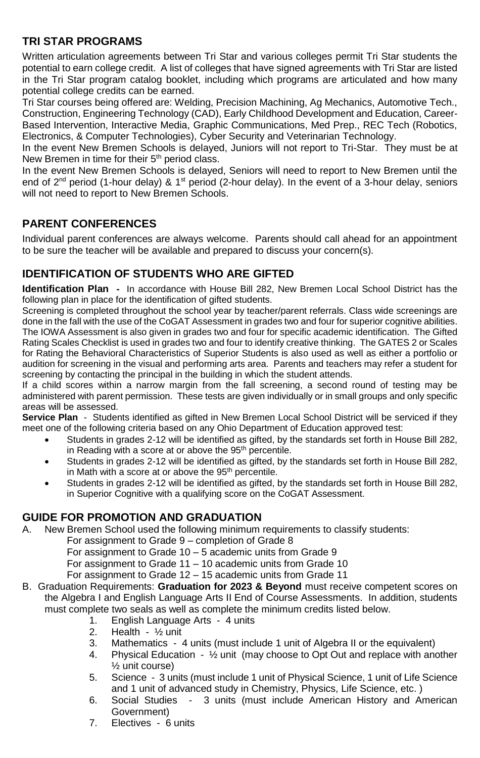## TRI STAR PROGRAMS

Written articulation agreements between Tri Star and various colleges permit Tri Star students the potential to earn college credit. A list of colleges that have signed agreements with Tri Star are listed in the Tri Star program catalog booklet, including which programs are articulated and how many potential college credits can be earned.

Tri Star courses being offered are: Welding, Precision Machining, Ag Mechanics, Automotive Tech., Construction, Engineering Technology (CAD), Early Childhood Development and Education, Career-Based Intervention, Interactive Media, Graphic Communications, Med Prep., REC Tech (Robotics, Electronics, & Computer Technologies), Cyber Security and Veterinarian Technology.

In the event New Bremen Schools is delayed, Juniors will not report to Tri-Star. They must be at New Bremen in time for their 5th period class.

In the event New Bremen Schools is delayed, Seniors will need to report to New Bremen until the end of 2nd period (1-hour delay) & 1st period (2-hour delay). In the event of a 3-hour delay, seniors will not need to report to New Bremen Schools.

## PARENT CONFERENCES

Individual parent conferences are always welcome. Parents should call ahead for an appointment to be sure the teacher will be available and prepared to discuss your concern(s).

## IDENTIFICATION OF STUDENTS WHO ARE GIFTED

**Identification Plan -** In accordance with House Bill 282, New Bremen Local School District has the following plan in place for the identification of gifted students.

Screening is completed throughout the school year by teacher/parent referrals. Class wide screenings are done in the fall with the use of the CoGAT Assessment in grades two and four for superior cognitive abilities. The IOWA Assessment is also given in grades two and four for specific academic identification. The Gifted Rating Scales Checklist is used in grades two and four to identify creative thinking. The GATES 2 or Scales for Rating the Behavioral Characteristics of Superior Students is also used as well as either a portfolio or audition for screening in the visual and performing arts area. Parents and teachers may refer a student for screening by contacting the principal in the building in which the student attends.

If a child scores within a narrow margin from the fall screening, a second round of testing may be administered with parent permission. These tests are given individually or in small groups and only specific areas will be assessed.

**Service Plan** - Students identified as gifted in New Bremen Local School District will be serviced if they meet one of the following criteria based on any Ohio Department of Education approved test:

- Students in grades 2-12 will be identified as gifted, by the standards set forth in House Bill 282, in Reading with a score at or above the 95th percentile.
- Students in grades 2-12 will be identified as gifted, by the standards set forth in House Bill 282, in Math with a score at or above the 95th percentile.
- Students in grades 2-12 will be identified as gifted, by the standards set forth in House Bill 282, in Superior Cognitive with a qualifying score on the CoGAT Assessment.

## GUIDE FOR PROMOTION AND GRADUATION

A. New Bremen School used the following minimum requirements to classify students:

   For assignment to Grade 9 – completion of Grade 8

   For assignment to Grade 10 – 5 academic units from Grade 9

   For assignment to Grade 11 – 10 academic units from Grade 10

   For assignment to Grade 12 – 15 academic units from Grade 11

B. Graduation Requirements: **Graduation for 2023 & Beyond** must receive competent scores on the Algebra I and English Language Arts II End of Course Assessments. In addition, students must complete two seals as well as complete the minimum credits listed below.

   1. English Language Arts - 4 units
   2. Health - ½ unit
   3. Mathematics - 4 units (must include 1 unit of Algebra II or the equivalent)
   4. Physical Education - ½ unit (may choose to Opt Out and replace with another ½ unit course)
   5. Science - 3 units (must include 1 unit of Physical Science, 1 unit of Life Science and 1 unit of advanced study in Chemistry, Physics, Life Science, etc. )
   6. Social Studies - 3 units (must include American History and American Government)
   7. Electives - 6 units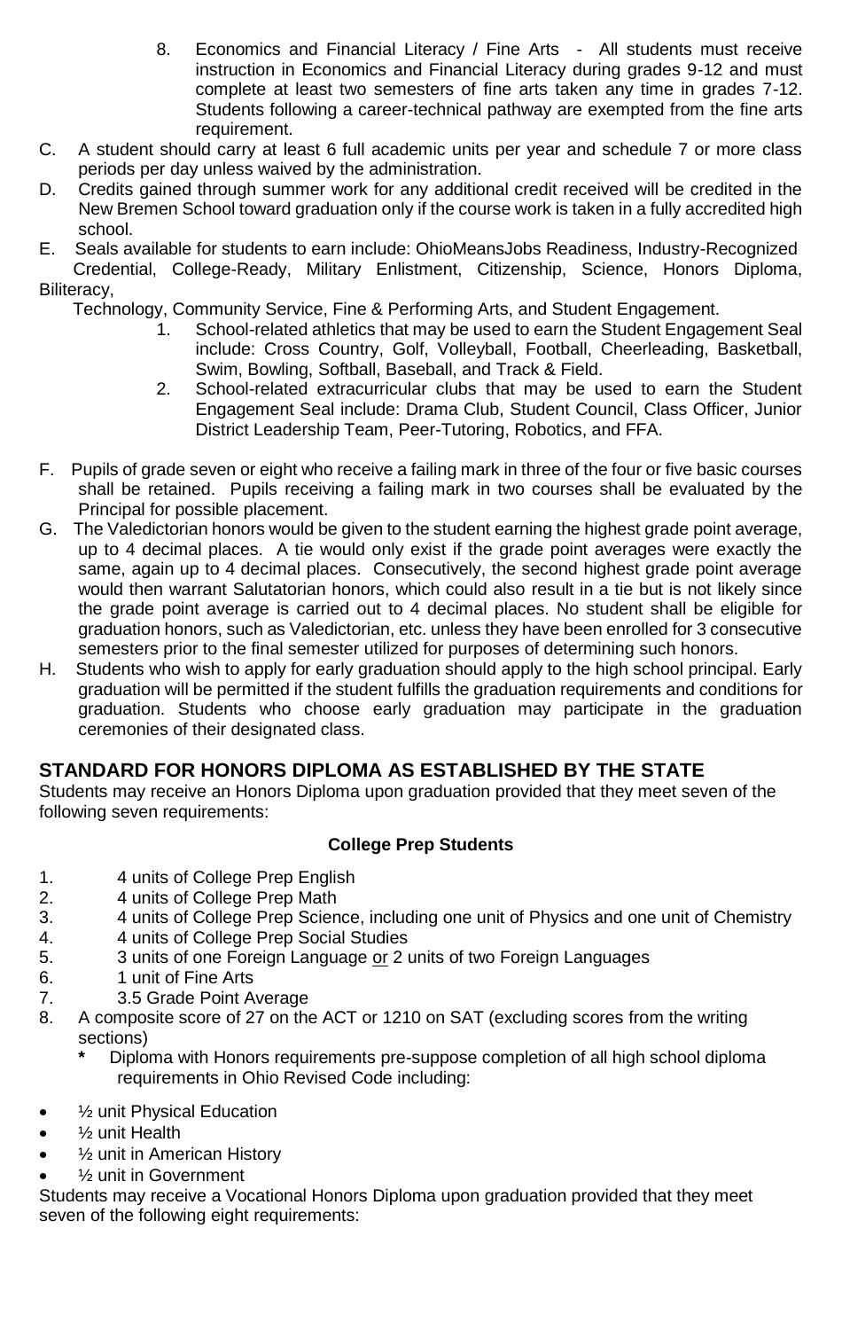8. Economics and Financial Literacy / Fine Arts - All students must receive instruction in Economics and Financial Literacy during grades 9-12 and must complete at least two semesters of fine arts taken any time in grades 7-12. Students following a career-technical pathway are exempted from the fine arts requirement.

C. A student should carry at least 6 full academic units per year and schedule 7 or more class periods per day unless waived by the administration.

D. Credits gained through summer work for any additional credit received will be credited in the New Bremen School toward graduation only if the course work is taken in a fully accredited high school.

E. Seals available for students to earn include: OhioMeansJobs Readiness, Industry-Recognized Credential, College-Ready, Military Enlistment, Citizenship, Science, Honors Diploma, Biliteracy, Technology, Community Service, Fine & Performing Arts, and Student Engagement.

1. School-related athletics that may be used to earn the Student Engagement Seal include: Cross Country, Golf, Volleyball, Football, Cheerleading, Basketball, Swim, Bowling, Softball, Baseball, and Track & Field.
2. School-related extracurricular clubs that may be used to earn the Student Engagement Seal include: Drama Club, Student Council, Class Officer, Junior District Leadership Team, Peer-Tutoring, Robotics, and FFA.

F. Pupils of grade seven or eight who receive a failing mark in three of the four or five basic courses shall be retained. Pupils receiving a failing mark in two courses shall be evaluated by the Principal for possible placement.

G. The Valedictorian honors would be given to the student earning the highest grade point average, up to 4 decimal places. A tie would only exist if the grade point averages were exactly the same, again up to 4 decimal places. Consecutively, the second highest grade point average would then warrant Salutatorian honors, which could also result in a tie but is not likely since the grade point average is carried out to 4 decimal places. No student shall be eligible for graduation honors, such as Valedictorian, etc. unless they have been enrolled for 3 consecutive semesters prior to the final semester utilized for purposes of determining such honors.

H. Students who wish to apply for early graduation should apply to the high school principal. Early graduation will be permitted if the student fulfills the graduation requirements and conditions for graduation. Students who choose early graduation may participate in the graduation ceremonies of their designated class.

## STANDARD FOR HONORS DIPLOMA AS ESTABLISHED BY THE STATE

Students may receive an Honors Diploma upon graduation provided that they meet seven of the following seven requirements:

### College Prep Students

1. 4 units of College Prep English
2. 4 units of College Prep Math
3. 4 units of College Prep Science, including one unit of Physics and one unit of Chemistry
4. 4 units of College Prep Social Studies
5. 3 units of one Foreign Language or 2 units of two Foreign Languages
6. 1 unit of Fine Arts
7. 3.5 Grade Point Average
8. A composite score of 27 on the ACT or 1210 on SAT (excluding scores from the writing sections)

   * Diploma with Honors requirements pre-suppose completion of all high school diploma requirements in Ohio Revised Code including:

- ½ unit Physical Education
- ½ unit Health
- ½ unit in American History
- ½ unit in Government

Students may receive a Vocational Honors Diploma upon graduation provided that they meet seven of the following eight requirements: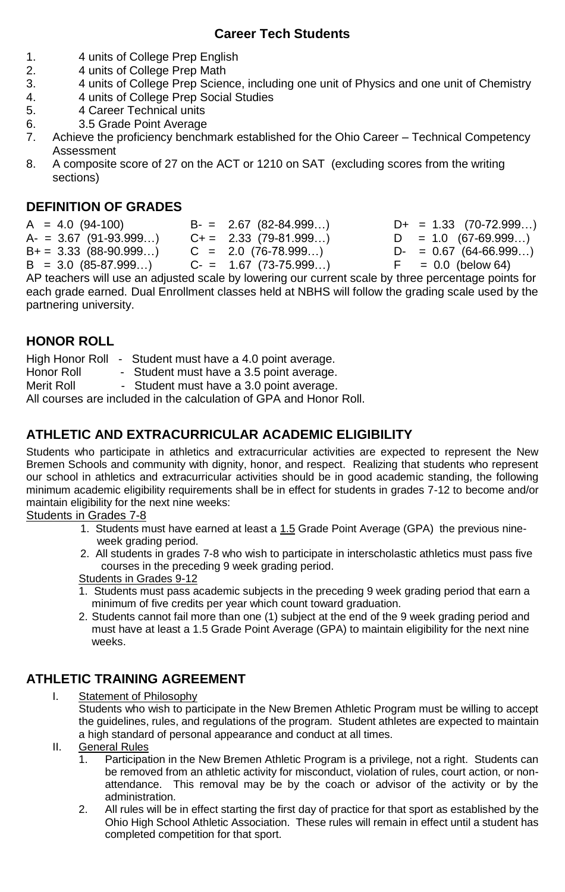### Career Tech Students

1. 4 units of College Prep English
2. 4 units of College Prep Math
3. 4 units of College Prep Science, including one unit of Physics and one unit of Chemistry
4. 4 units of College Prep Social Studies
5. 4 Career Technical units
6. 3.5 Grade Point Average
7. Achieve the proficiency benchmark established for the Ohio Career – Technical Competency Assessment
8. A composite score of 27 on the ACT or 1210 on SAT (excluding scores from the writing sections)

## DEFINITION OF GRADES

| | | |
|---|---|---|
| A = 4.0 (94-100) | B- = 2.67 (82-84.999…) | D+ = 1.33 (70-72.999…) |
| A- = 3.67 (91-93.999…) | C+ = 2.33 (79-81.999…) | D = 1.0 (67-69.999…) |
| B+ = 3.33 (88-90.999…) | C = 2.0 (76-78.999…) | D- = 0.67 (64-66.999…) |
| B = 3.0 (85-87.999…) | C- = 1.67 (73-75.999…) | F = 0.0 (below 64) |

AP teachers will use an adjusted scale by lowering our current scale by three percentage points for each grade earned. Dual Enrollment classes held at NBHS will follow the grading scale used by the partnering university.

## HONOR ROLL

High Honor Roll - Student must have a 4.0 point average.
Honor Roll - Student must have a 3.5 point average.
Merit Roll - Student must have a 3.0 point average.
All courses are included in the calculation of GPA and Honor Roll.

## ATHLETIC AND EXTRACURRICULAR ACADEMIC ELIGIBILITY

Students who participate in athletics and extracurricular activities are expected to represent the New Bremen Schools and community with dignity, honor, and respect. Realizing that students who represent our school in athletics and extracurricular activities should be in good academic standing, the following minimum academic eligibility requirements shall be in effect for students in grades 7-12 to become and/or maintain eligibility for the next nine weeks:

Students in Grades 7-8

1. Students must have earned at least a 1.5 Grade Point Average (GPA) the previous nine-week grading period.
2. All students in grades 7-8 who wish to participate in interscholastic athletics must pass five courses in the preceding 9 week grading period.

Students in Grades 9-12

1. Students must pass academic subjects in the preceding 9 week grading period that earn a minimum of five credits per year which count toward graduation.
2. Students cannot fail more than one (1) subject at the end of the 9 week grading period and must have at least a 1.5 Grade Point Average (GPA) to maintain eligibility for the next nine weeks.

## ATHLETIC TRAINING AGREEMENT

I. Statement of Philosophy

Students who wish to participate in the New Bremen Athletic Program must be willing to accept the guidelines, rules, and regulations of the program. Student athletes are expected to maintain a high standard of personal appearance and conduct at all times.

II. General Rules

1. Participation in the New Bremen Athletic Program is a privilege, not a right. Students can be removed from an athletic activity for misconduct, violation of rules, court action, or non-attendance. This removal may be by the coach or advisor of the activity or by the administration.
2. All rules will be in effect starting the first day of practice for that sport as established by the Ohio High School Athletic Association. These rules will remain in effect until a student has completed competition for that sport.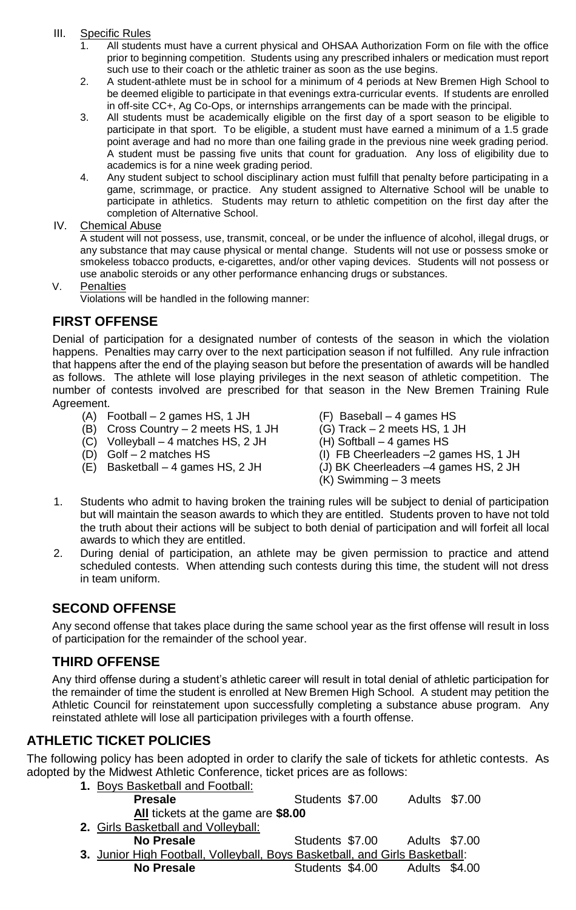III. Specific Rules

1. All students must have a current physical and OHSAA Authorization Form on file with the office prior to beginning competition. Students using any prescribed inhalers or medication must report such use to their coach or the athletic trainer as soon as the use begins.
2. A student-athlete must be in school for a minimum of 4 periods at New Bremen High School to be deemed eligible to participate in that evenings extra-curricular events. If students are enrolled in off-site CC+, Ag Co-Ops, or internships arrangements can be made with the principal.
3. All students must be academically eligible on the first day of a sport season to be eligible to participate in that sport. To be eligible, a student must have earned a minimum of a 1.5 grade point average and had no more than one failing grade in the previous nine week grading period. A student must be passing five units that count for graduation. Any loss of eligibility due to academics is for a nine week grading period.
4. Any student subject to school disciplinary action must fulfill that penalty before participating in a game, scrimmage, or practice. Any student assigned to Alternative School will be unable to participate in athletics. Students may return to athletic competition on the first day after the completion of Alternative School.

IV. Chemical Abuse

A student will not possess, use, transmit, conceal, or be under the influence of alcohol, illegal drugs, or any substance that may cause physical or mental change. Students will not use or possess smoke or smokeless tobacco products, e-cigarettes, and/or other vaping devices. Students will not possess or use anabolic steroids or any other performance enhancing drugs or substances.

V. Penalties

Violations will be handled in the following manner:

## FIRST OFFENSE

Denial of participation for a designated number of contests of the season in which the violation happens. Penalties may carry over to the next participation season if not fulfilled. Any rule infraction that happens after the end of the playing season but before the presentation of awards will be handled as follows. The athlete will lose playing privileges in the next season of athletic competition. The number of contests involved are prescribed for that season in the New Bremen Training Rule Agreement.

- (A) Football – 2 games HS, 1 JH
- (B) Cross Country – 2 meets HS, 1 JH
- (C) Volleyball – 4 matches HS, 2 JH
- (D) Golf – 2 matches HS
- (E) Basketball – 4 games HS, 2 JH
- (F) Baseball – 4 games HS
- (G) Track – 2 meets HS, 1 JH
- (H) Softball – 4 games HS
- (I) FB Cheerleaders –2 games HS, 1 JH
- (J) BK Cheerleaders –4 games HS, 2 JH
- (K) Swimming – 3 meets

1. Students who admit to having broken the training rules will be subject to denial of participation but will maintain the season awards to which they are entitled. Students proven to have not told the truth about their actions will be subject to both denial of participation and will forfeit all local awards to which they are entitled.
2. During denial of participation, an athlete may be given permission to practice and attend scheduled contests. When attending such contests during this time, the student will not dress in team uniform.

## SECOND OFFENSE

Any second offense that takes place during the same school year as the first offense will result in loss of participation for the remainder of the school year.

## THIRD OFFENSE

Any third offense during a student's athletic career will result in total denial of athletic participation for the remainder of time the student is enrolled at New Bremen High School. A student may petition the Athletic Council for reinstatement upon successfully completing a substance abuse program. Any reinstated athlete will lose all participation privileges with a fourth offense.

## ATHLETIC TICKET POLICIES

The following policy has been adopted in order to clarify the sale of tickets for athletic contests. As adopted by the Midwest Athletic Conference, ticket prices are as follows:

1. Boys Basketball and Football:
   - **Presale** — Students $7.00 — Adults $7.00
   - **All** tickets at the game are **$8.00**
2. Girls Basketball and Volleyball:
   - **No Presale** — Students $7.00 — Adults $7.00
3. Junior High Football, Volleyball, Boys Basketball, and Girls Basketball:
   - **No Presale** — Students $4.00 — Adults $4.00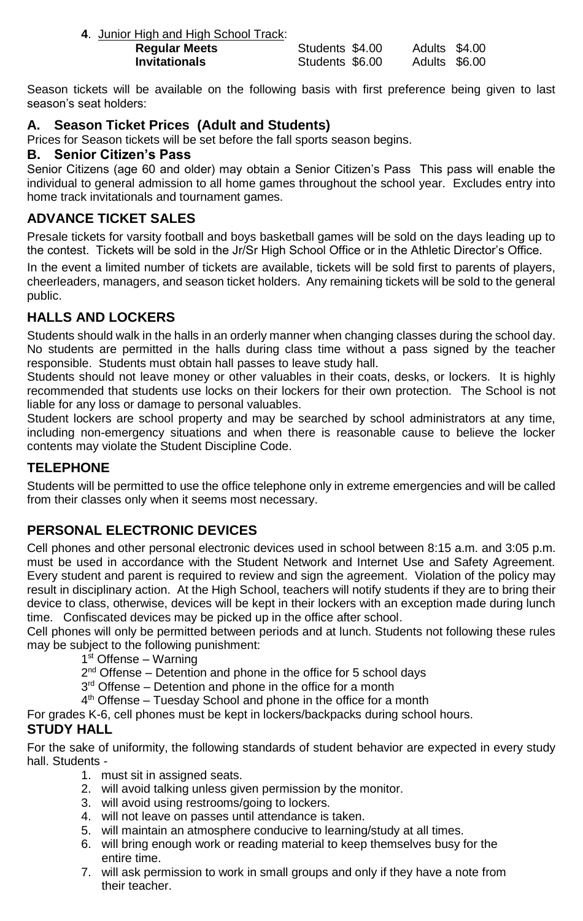**4**. Junior High and High School Track:

| | | |
|---|---|---|
| **Regular Meets** | Students $4.00 | Adults $4.00 |
| **Invitationals** | Students $6.00 | Adults $6.00 |

Season tickets will be available on the following basis with first preference being given to last season's seat holders:

### A. Season Ticket Prices (Adult and Students)

Prices for Season tickets will be set before the fall sports season begins.

### B. Senior Citizen's Pass

Senior Citizens (age 60 and older) may obtain a Senior Citizen's Pass This pass will enable the individual to general admission to all home games throughout the school year. Excludes entry into home track invitationals and tournament games.

## ADVANCE TICKET SALES

Presale tickets for varsity football and boys basketball games will be sold on the days leading up to the contest. Tickets will be sold in the Jr/Sr High School Office or in the Athletic Director's Office.

In the event a limited number of tickets are available, tickets will be sold first to parents of players, cheerleaders, managers, and season ticket holders. Any remaining tickets will be sold to the general public.

## HALLS AND LOCKERS

Students should walk in the halls in an orderly manner when changing classes during the school day. No students are permitted in the halls during class time without a pass signed by the teacher responsible. Students must obtain hall passes to leave study hall.

Students should not leave money or other valuables in their coats, desks, or lockers. It is highly recommended that students use locks on their lockers for their own protection. The School is not liable for any loss or damage to personal valuables.

Student lockers are school property and may be searched by school administrators at any time, including non-emergency situations and when there is reasonable cause to believe the locker contents may violate the Student Discipline Code.

## TELEPHONE

Students will be permitted to use the office telephone only in extreme emergencies and will be called from their classes only when it seems most necessary.

## PERSONAL ELECTRONIC DEVICES

Cell phones and other personal electronic devices used in school between 8:15 a.m. and 3:05 p.m. must be used in accordance with the Student Network and Internet Use and Safety Agreement. Every student and parent is required to review and sign the agreement. Violation of the policy may result in disciplinary action. At the High School, teachers will notify students if they are to bring their device to class, otherwise, devices will be kept in their lockers with an exception made during lunch time. Confiscated devices may be picked up in the office after school.

Cell phones will only be permitted between periods and at lunch. Students not following these rules may be subject to the following punishment:

- 1st Offense – Warning
- 2nd Offense – Detention and phone in the office for 5 school days
- 3rd Offense – Detention and phone in the office for a month
- 4th Offense – Tuesday School and phone in the office for a month

For grades K-6, cell phones must be kept in lockers/backpacks during school hours.

## STUDY HALL

For the sake of uniformity, the following standards of student behavior are expected in every study hall. Students -

1. must sit in assigned seats.
2. will avoid talking unless given permission by the monitor.
3. will avoid using restrooms/going to lockers.
4. will not leave on passes until attendance is taken.
5. will maintain an atmosphere conducive to learning/study at all times.
6. will bring enough work or reading material to keep themselves busy for the entire time.
7. will ask permission to work in small groups and only if they have a note from their teacher.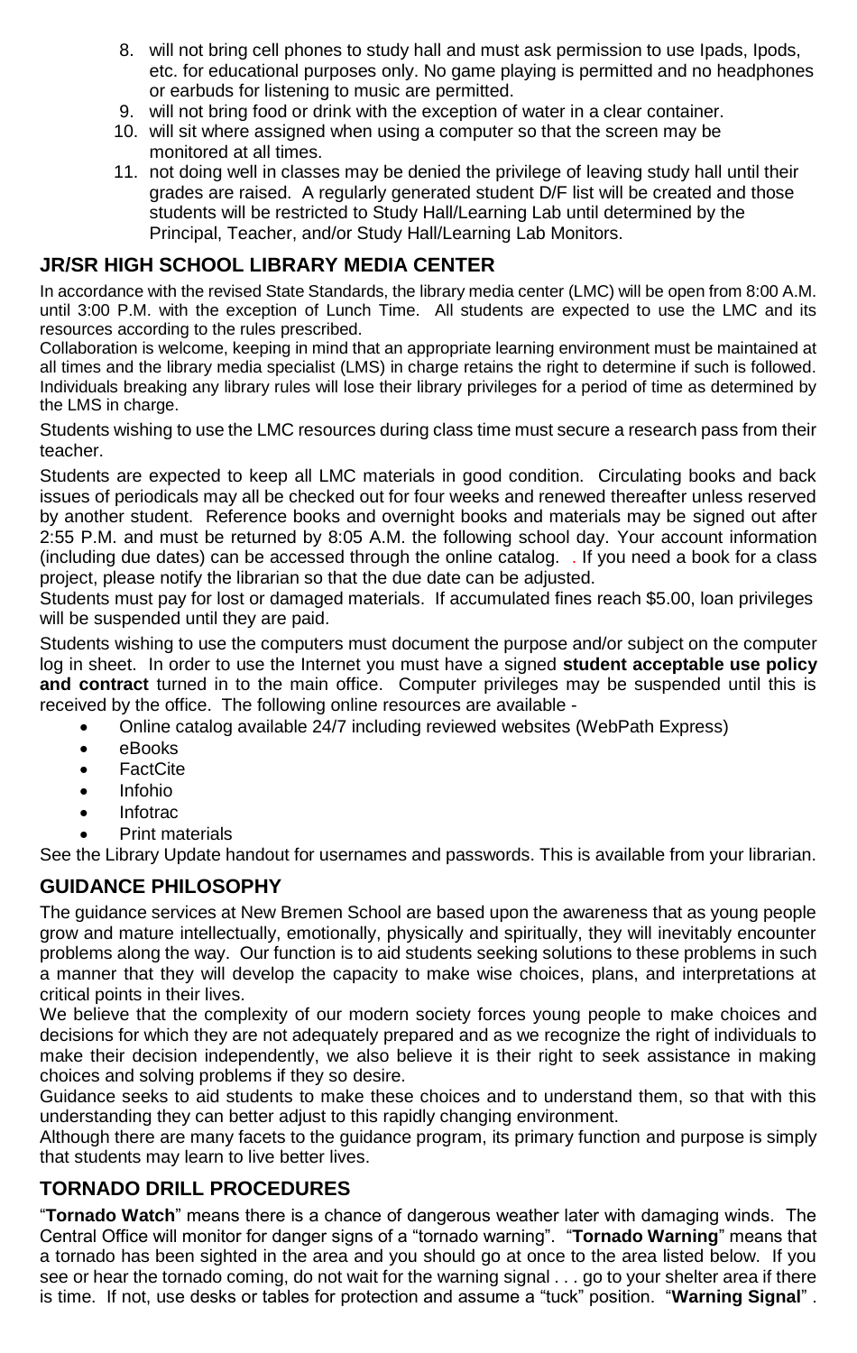8. will not bring cell phones to study hall and must ask permission to use Ipads, Ipods, etc. for educational purposes only. No game playing is permitted and no headphones or earbuds for listening to music are permitted.
9. will not bring food or drink with the exception of water in a clear container.
10. will sit where assigned when using a computer so that the screen may be monitored at all times.
11. not doing well in classes may be denied the privilege of leaving study hall until their grades are raised. A regularly generated student D/F list will be created and those students will be restricted to Study Hall/Learning Lab until determined by the Principal, Teacher, and/or Study Hall/Learning Lab Monitors.

## JR/SR HIGH SCHOOL LIBRARY MEDIA CENTER

In accordance with the revised State Standards, the library media center (LMC) will be open from 8:00 A.M. until 3:00 P.M. with the exception of Lunch Time. All students are expected to use the LMC and its resources according to the rules prescribed.

Collaboration is welcome, keeping in mind that an appropriate learning environment must be maintained at all times and the library media specialist (LMS) in charge retains the right to determine if such is followed. Individuals breaking any library rules will lose their library privileges for a period of time as determined by the LMS in charge.

Students wishing to use the LMC resources during class time must secure a research pass from their teacher.

Students are expected to keep all LMC materials in good condition. Circulating books and back issues of periodicals may all be checked out for four weeks and renewed thereafter unless reserved by another student. Reference books and overnight books and materials may be signed out after 2:55 P.M. and must be returned by 8:05 A.M. the following school day. Your account information (including due dates) can be accessed through the online catalog. . If you need a book for a class project, please notify the librarian so that the due date can be adjusted.

Students must pay for lost or damaged materials. If accumulated fines reach $5.00, loan privileges will be suspended until they are paid.

Students wishing to use the computers must document the purpose and/or subject on the computer log in sheet. In order to use the Internet you must have a signed **student acceptable use policy and contract** turned in to the main office. Computer privileges may be suspended until this is received by the office. The following online resources are available -

- Online catalog available 24/7 including reviewed websites (WebPath Express)
- eBooks
- FactCite
- Infohio
- Infotrac
- Print materials

See the Library Update handout for usernames and passwords. This is available from your librarian.

## GUIDANCE PHILOSOPHY

The guidance services at New Bremen School are based upon the awareness that as young people grow and mature intellectually, emotionally, physically and spiritually, they will inevitably encounter problems along the way. Our function is to aid students seeking solutions to these problems in such a manner that they will develop the capacity to make wise choices, plans, and interpretations at critical points in their lives.

We believe that the complexity of our modern society forces young people to make choices and decisions for which they are not adequately prepared and as we recognize the right of individuals to make their decision independently, we also believe it is their right to seek assistance in making choices and solving problems if they so desire.

Guidance seeks to aid students to make these choices and to understand them, so that with this understanding they can better adjust to this rapidly changing environment.

Although there are many facets to the guidance program, its primary function and purpose is simply that students may learn to live better lives.

## TORNADO DRILL PROCEDURES

"**Tornado Watch**" means there is a chance of dangerous weather later with damaging winds. The Central Office will monitor for danger signs of a "tornado warning". "**Tornado Warning**" means that a tornado has been sighted in the area and you should go at once to the area listed below. If you see or hear the tornado coming, do not wait for the warning signal . . . go to your shelter area if there is time. If not, use desks or tables for protection and assume a "tuck" position. "**Warning Signal**" .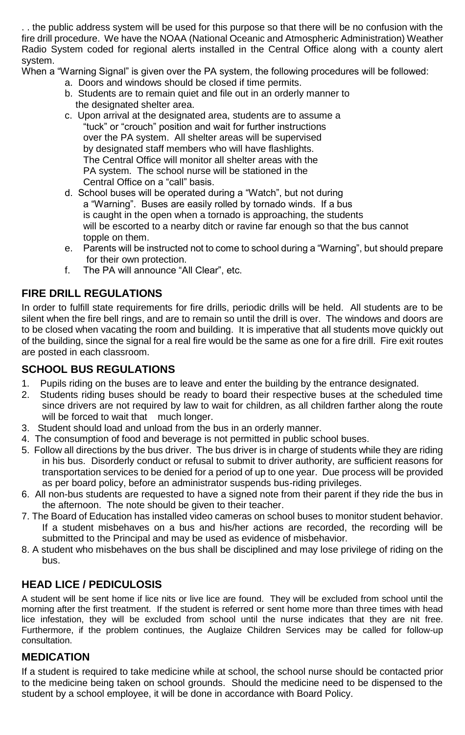. . the public address system will be used for this purpose so that there will be no confusion with the fire drill procedure. We have the NOAA (National Oceanic and Atmospheric Administration) Weather Radio System coded for regional alerts installed in the Central Office along with a county alert system.

When a "Warning Signal" is given over the PA system, the following procedures will be followed:

a. Doors and windows should be closed if time permits.
b. Students are to remain quiet and file out in an orderly manner to the designated shelter area.
c. Upon arrival at the designated area, students are to assume a "tuck" or "crouch" position and wait for further instructions over the PA system. All shelter areas will be supervised by designated staff members who will have flashlights. The Central Office will monitor all shelter areas with the PA system. The school nurse will be stationed in the Central Office on a "call" basis.
d. School buses will be operated during a "Watch", but not during a "Warning". Buses are easily rolled by tornado winds. If a bus is caught in the open when a tornado is approaching, the students will be escorted to a nearby ditch or ravine far enough so that the bus cannot topple on them.
e. Parents will be instructed not to come to school during a "Warning", but should prepare for their own protection.
f. The PA will announce "All Clear", etc.

## FIRE DRILL REGULATIONS

In order to fulfill state requirements for fire drills, periodic drills will be held. All students are to be silent when the fire bell rings, and are to remain so until the drill is over. The windows and doors are to be closed when vacating the room and building. It is imperative that all students move quickly out of the building, since the signal for a real fire would be the same as one for a fire drill. Fire exit routes are posted in each classroom.

## SCHOOL BUS REGULATIONS

1. Pupils riding on the buses are to leave and enter the building by the entrance designated.
2. Students riding buses should be ready to board their respective buses at the scheduled time since drivers are not required by law to wait for children, as all children farther along the route will be forced to wait that much longer.
3. Student should load and unload from the bus in an orderly manner.
4. The consumption of food and beverage is not permitted in public school buses.
5. Follow all directions by the bus driver. The bus driver is in charge of students while they are riding in his bus. Disorderly conduct or refusal to submit to driver authority, are sufficient reasons for transportation services to be denied for a period of up to one year. Due process will be provided as per board policy, before an administrator suspends bus-riding privileges.
6. All non-bus students are requested to have a signed note from their parent if they ride the bus in the afternoon. The note should be given to their teacher.
7. The Board of Education has installed video cameras on school buses to monitor student behavior. If a student misbehaves on a bus and his/her actions are recorded, the recording will be submitted to the Principal and may be used as evidence of misbehavior.
8. A student who misbehaves on the bus shall be disciplined and may lose privilege of riding on the bus.

## HEAD LICE / PEDICULOSIS

A student will be sent home if lice nits or live lice are found. They will be excluded from school until the morning after the first treatment. If the student is referred or sent home more than three times with head lice infestation, they will be excluded from school until the nurse indicates that they are nit free. Furthermore, if the problem continues, the Auglaize Children Services may be called for follow-up consultation.

## MEDICATION

If a student is required to take medicine while at school, the school nurse should be contacted prior to the medicine being taken on school grounds. Should the medicine need to be dispensed to the student by a school employee, it will be done in accordance with Board Policy.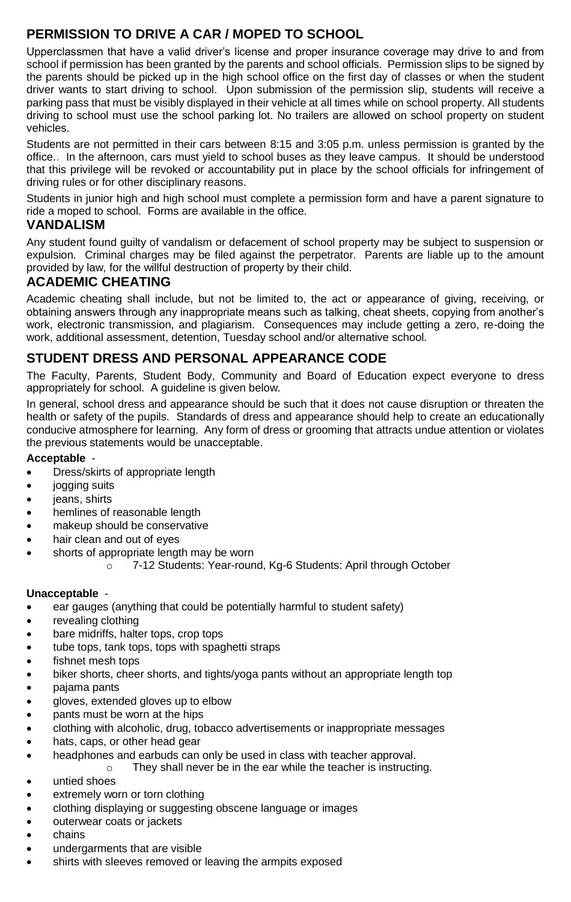## PERMISSION TO DRIVE A CAR / MOPED TO SCHOOL

Upperclassmen that have a valid driver's license and proper insurance coverage may drive to and from school if permission has been granted by the parents and school officials. Permission slips to be signed by the parents should be picked up in the high school office on the first day of classes or when the student driver wants to start driving to school. Upon submission of the permission slip, students will receive a parking pass that must be visibly displayed in their vehicle at all times while on school property. All students driving to school must use the school parking lot. No trailers are allowed on school property on student vehicles.

Students are not permitted in their cars between 8:15 and 3:05 p.m. unless permission is granted by the office.. In the afternoon, cars must yield to school buses as they leave campus. It should be understood that this privilege will be revoked or accountability put in place by the school officials for infringement of driving rules or for other disciplinary reasons.

Students in junior high and high school must complete a permission form and have a parent signature to ride a moped to school. Forms are available in the office.

## VANDALISM

Any student found guilty of vandalism or defacement of school property may be subject to suspension or expulsion. Criminal charges may be filed against the perpetrator. Parents are liable up to the amount provided by law, for the willful destruction of property by their child.

## ACADEMIC CHEATING

Academic cheating shall include, but not be limited to, the act or appearance of giving, receiving, or obtaining answers through any inappropriate means such as talking, cheat sheets, copying from another's work, electronic transmission, and plagiarism. Consequences may include getting a zero, re-doing the work, additional assessment, detention, Tuesday school and/or alternative school.

## STUDENT DRESS AND PERSONAL APPEARANCE CODE

The Faculty, Parents, Student Body, Community and Board of Education expect everyone to dress appropriately for school. A guideline is given below.

In general, school dress and appearance should be such that it does not cause disruption or threaten the health or safety of the pupils. Standards of dress and appearance should help to create an educationally conducive atmosphere for learning. Any form of dress or grooming that attracts undue attention or violates the previous statements would be unacceptable.

**Acceptable** -

- Dress/skirts of appropriate length
- jogging suits
- jeans, shirts
- hemlines of reasonable length
- makeup should be conservative
- hair clean and out of eyes
- shorts of appropriate length may be worn
  - 7-12 Students: Year-round, Kg-6 Students: April through October

**Unacceptable** -

- ear gauges (anything that could be potentially harmful to student safety)
- revealing clothing
- bare midriffs, halter tops, crop tops
- tube tops, tank tops, tops with spaghetti straps
- fishnet mesh tops
- biker shorts, cheer shorts, and tights/yoga pants without an appropriate length top
- pajama pants
- gloves, extended gloves up to elbow
- pants must be worn at the hips
- clothing with alcoholic, drug, tobacco advertisements or inappropriate messages
- hats, caps, or other head gear
- headphones and earbuds can only be used in class with teacher approval.
  - They shall never be in the ear while the teacher is instructing.
- untied shoes
- extremely worn or torn clothing
- clothing displaying or suggesting obscene language or images
- outerwear coats or jackets
- chains
- undergarments that are visible
- shirts with sleeves removed or leaving the armpits exposed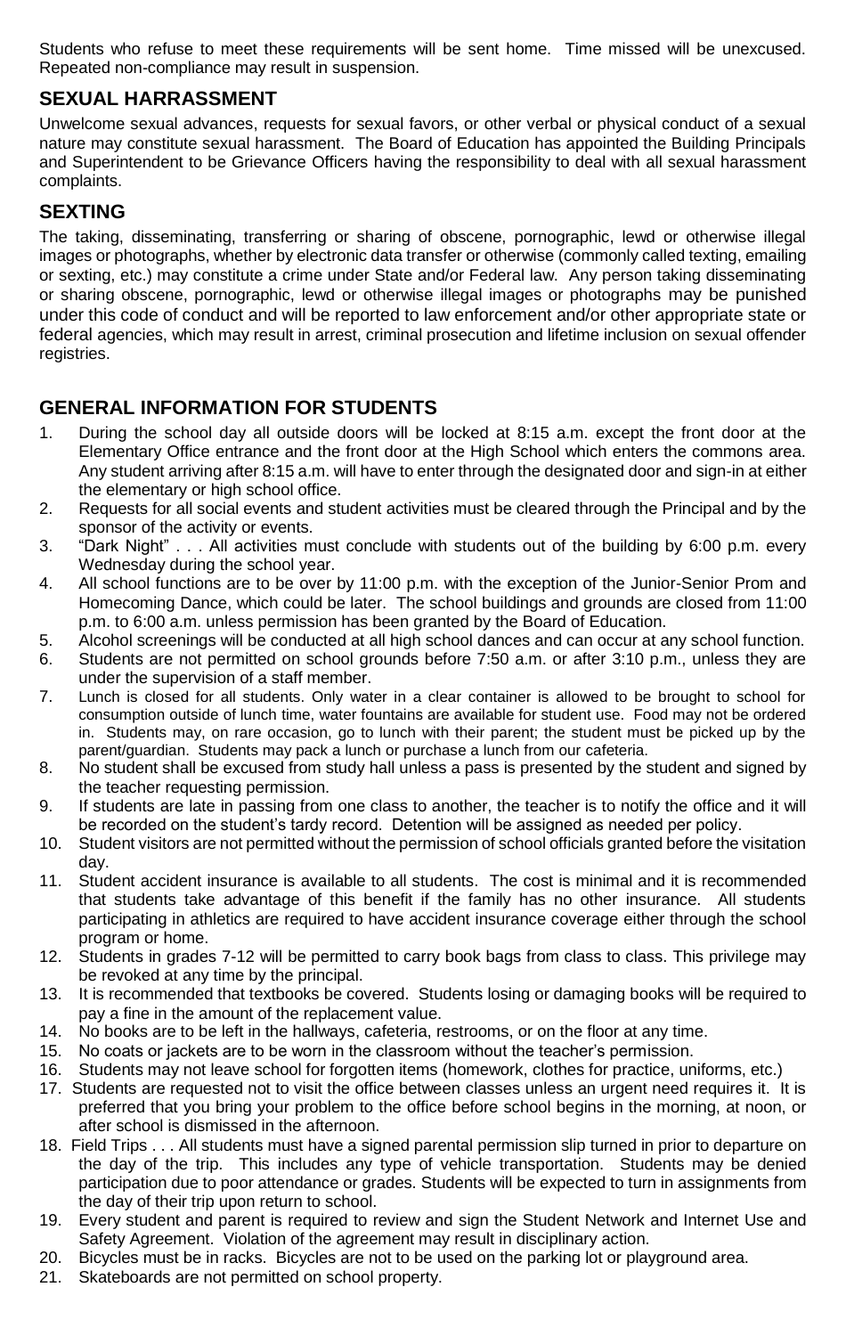Students who refuse to meet these requirements will be sent home. Time missed will be unexcused. Repeated non-compliance may result in suspension.

## SEXUAL HARRASSMENT

Unwelcome sexual advances, requests for sexual favors, or other verbal or physical conduct of a sexual nature may constitute sexual harassment. The Board of Education has appointed the Building Principals and Superintendent to be Grievance Officers having the responsibility to deal with all sexual harassment complaints.

## SEXTING

The taking, disseminating, transferring or sharing of obscene, pornographic, lewd or otherwise illegal images or photographs, whether by electronic data transfer or otherwise (commonly called texting, emailing or sexting, etc.) may constitute a crime under State and/or Federal law. Any person taking disseminating or sharing obscene, pornographic, lewd or otherwise illegal images or photographs may be punished under this code of conduct and will be reported to law enforcement and/or other appropriate state or federal agencies, which may result in arrest, criminal prosecution and lifetime inclusion on sexual offender registries.

## GENERAL INFORMATION FOR STUDENTS

1. During the school day all outside doors will be locked at 8:15 a.m. except the front door at the Elementary Office entrance and the front door at the High School which enters the commons area. Any student arriving after 8:15 a.m. will have to enter through the designated door and sign-in at either the elementary or high school office.
2. Requests for all social events and student activities must be cleared through the Principal and by the sponsor of the activity or events.
3. "Dark Night" . . . All activities must conclude with students out of the building by 6:00 p.m. every Wednesday during the school year.
4. All school functions are to be over by 11:00 p.m. with the exception of the Junior-Senior Prom and Homecoming Dance, which could be later. The school buildings and grounds are closed from 11:00 p.m. to 6:00 a.m. unless permission has been granted by the Board of Education.
5. Alcohol screenings will be conducted at all high school dances and can occur at any school function.
6. Students are not permitted on school grounds before 7:50 a.m. or after 3:10 p.m., unless they are under the supervision of a staff member.
7. Lunch is closed for all students. Only water in a clear container is allowed to be brought to school for consumption outside of lunch time, water fountains are available for student use. Food may not be ordered in. Students may, on rare occasion, go to lunch with their parent; the student must be picked up by the parent/guardian. Students may pack a lunch or purchase a lunch from our cafeteria.
8. No student shall be excused from study hall unless a pass is presented by the student and signed by the teacher requesting permission.
9. If students are late in passing from one class to another, the teacher is to notify the office and it will be recorded on the student's tardy record. Detention will be assigned as needed per policy.
10. Student visitors are not permitted without the permission of school officials granted before the visitation day.
11. Student accident insurance is available to all students. The cost is minimal and it is recommended that students take advantage of this benefit if the family has no other insurance. All students participating in athletics are required to have accident insurance coverage either through the school program or home.
12. Students in grades 7-12 will be permitted to carry book bags from class to class. This privilege may be revoked at any time by the principal.
13. It is recommended that textbooks be covered. Students losing or damaging books will be required to pay a fine in the amount of the replacement value.
14. No books are to be left in the hallways, cafeteria, restrooms, or on the floor at any time.
15. No coats or jackets are to be worn in the classroom without the teacher's permission.
16. Students may not leave school for forgotten items (homework, clothes for practice, uniforms, etc.)
17. Students are requested not to visit the office between classes unless an urgent need requires it. It is preferred that you bring your problem to the office before school begins in the morning, at noon, or after school is dismissed in the afternoon.
18. Field Trips . . . All students must have a signed parental permission slip turned in prior to departure on the day of the trip. This includes any type of vehicle transportation. Students may be denied participation due to poor attendance or grades. Students will be expected to turn in assignments from the day of their trip upon return to school.
19. Every student and parent is required to review and sign the Student Network and Internet Use and Safety Agreement. Violation of the agreement may result in disciplinary action.
20. Bicycles must be in racks. Bicycles are not to be used on the parking lot or playground area.
21. Skateboards are not permitted on school property.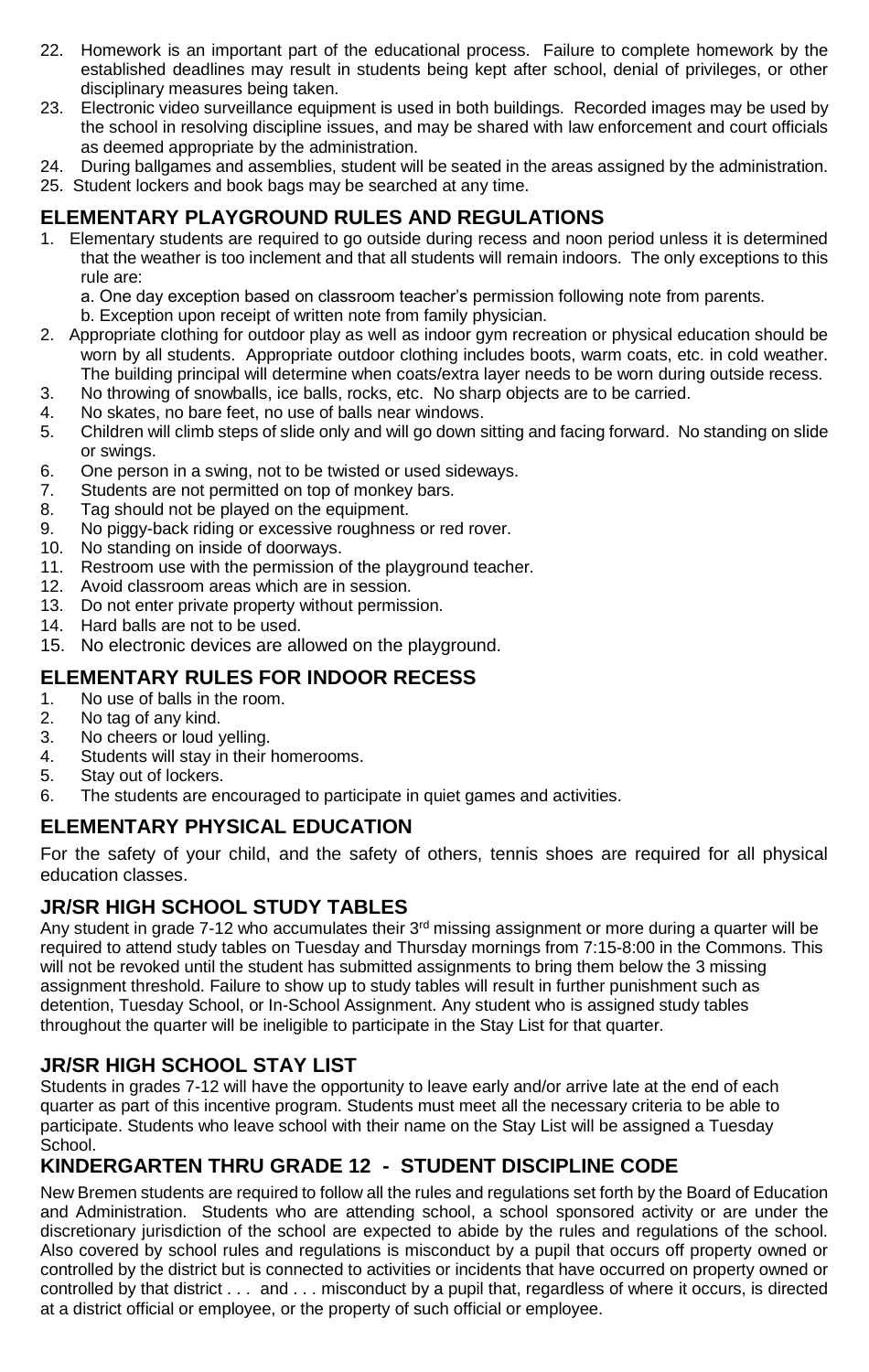22. Homework is an important part of the educational process. Failure to complete homework by the established deadlines may result in students being kept after school, denial of privileges, or other disciplinary measures being taken.
23. Electronic video surveillance equipment is used in both buildings. Recorded images may be used by the school in resolving discipline issues, and may be shared with law enforcement and court officials as deemed appropriate by the administration.
24. During ballgames and assemblies, student will be seated in the areas assigned by the administration.
25. Student lockers and book bags may be searched at any time.

## ELEMENTARY PLAYGROUND RULES AND REGULATIONS

1. Elementary students are required to go outside during recess and noon period unless it is determined that the weather is too inclement and that all students will remain indoors. The only exceptions to this rule are:
   a. One day exception based on classroom teacher's permission following note from parents.
   b. Exception upon receipt of written note from family physician.
2. Appropriate clothing for outdoor play as well as indoor gym recreation or physical education should be worn by all students. Appropriate outdoor clothing includes boots, warm coats, etc. in cold weather. The building principal will determine when coats/extra layer needs to be worn during outside recess.
3. No throwing of snowballs, ice balls, rocks, etc. No sharp objects are to be carried.
4. No skates, no bare feet, no use of balls near windows.
5. Children will climb steps of slide only and will go down sitting and facing forward. No standing on slide or swings.
6. One person in a swing, not to be twisted or used sideways.
7. Students are not permitted on top of monkey bars.
8. Tag should not be played on the equipment.
9. No piggy-back riding or excessive roughness or red rover.
10. No standing on inside of doorways.
11. Restroom use with the permission of the playground teacher.
12. Avoid classroom areas which are in session.
13. Do not enter private property without permission.
14. Hard balls are not to be used.
15. No electronic devices are allowed on the playground.

## ELEMENTARY RULES FOR INDOOR RECESS

1. No use of balls in the room.
2. No tag of any kind.
3. No cheers or loud yelling.
4. Students will stay in their homerooms.
5. Stay out of lockers.
6. The students are encouraged to participate in quiet games and activities.

## ELEMENTARY PHYSICAL EDUCATION

For the safety of your child, and the safety of others, tennis shoes are required for all physical education classes.

## JR/SR HIGH SCHOOL STUDY TABLES

Any student in grade 7-12 who accumulates their 3rd missing assignment or more during a quarter will be required to attend study tables on Tuesday and Thursday mornings from 7:15-8:00 in the Commons. This will not be revoked until the student has submitted assignments to bring them below the 3 missing assignment threshold. Failure to show up to study tables will result in further punishment such as detention, Tuesday School, or In-School Assignment. Any student who is assigned study tables throughout the quarter will be ineligible to participate in the Stay List for that quarter.

## JR/SR HIGH SCHOOL STAY LIST

Students in grades 7-12 will have the opportunity to leave early and/or arrive late at the end of each quarter as part of this incentive program. Students must meet all the necessary criteria to be able to participate. Students who leave school with their name on the Stay List will be assigned a Tuesday School.

## KINDERGARTEN THRU GRADE 12 - STUDENT DISCIPLINE CODE

New Bremen students are required to follow all the rules and regulations set forth by the Board of Education and Administration. Students who are attending school, a school sponsored activity or are under the discretionary jurisdiction of the school are expected to abide by the rules and regulations of the school. Also covered by school rules and regulations is misconduct by a pupil that occurs off property owned or controlled by the district but is connected to activities or incidents that have occurred on property owned or controlled by that district . . . and . . . misconduct by a pupil that, regardless of where it occurs, is directed at a district official or employee, or the property of such official or employee.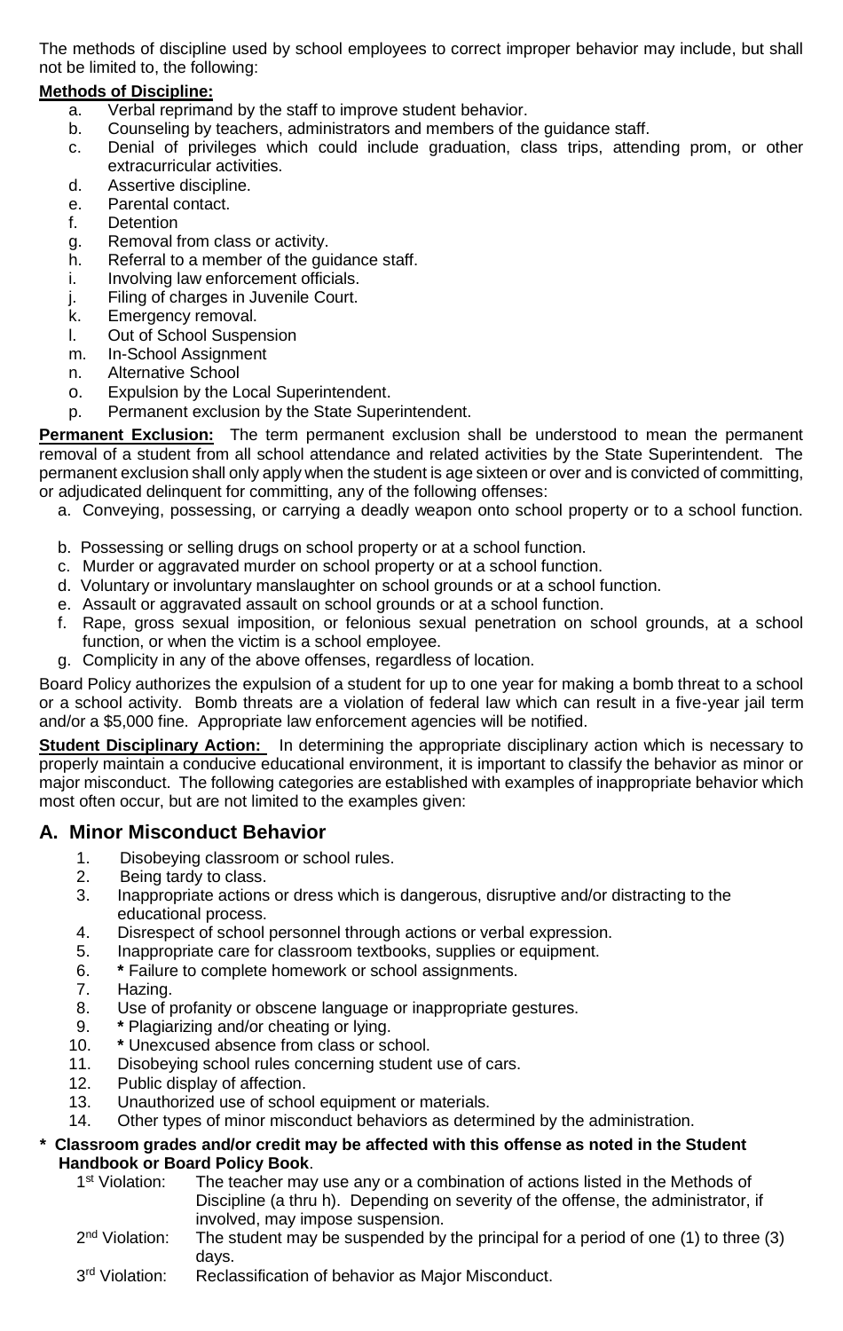The methods of discipline used by school employees to correct improper behavior may include, but shall not be limited to, the following:

**Methods of Discipline:**

a. Verbal reprimand by the staff to improve student behavior.
b. Counseling by teachers, administrators and members of the guidance staff.
c. Denial of privileges which could include graduation, class trips, attending prom, or other extracurricular activities.
d. Assertive discipline.
e. Parental contact.
f. Detention
g. Removal from class or activity.
h. Referral to a member of the guidance staff.
i. Involving law enforcement officials.
j. Filing of charges in Juvenile Court.
k. Emergency removal.
l. Out of School Suspension
m. In-School Assignment
n. Alternative School
o. Expulsion by the Local Superintendent.
p. Permanent exclusion by the State Superintendent.

**Permanent Exclusion:** The term permanent exclusion shall be understood to mean the permanent removal of a student from all school attendance and related activities by the State Superintendent. The permanent exclusion shall only apply when the student is age sixteen or over and is convicted of committing, or adjudicated delinquent for committing, any of the following offenses:

a. Conveying, possessing, or carrying a deadly weapon onto school property or to a school function.
b. Possessing or selling drugs on school property or at a school function.
c. Murder or aggravated murder on school property or at a school function.
d. Voluntary or involuntary manslaughter on school grounds or at a school function.
e. Assault or aggravated assault on school grounds or at a school function.
f. Rape, gross sexual imposition, or felonious sexual penetration on school grounds, at a school function, or when the victim is a school employee.
g. Complicity in any of the above offenses, regardless of location.

Board Policy authorizes the expulsion of a student for up to one year for making a bomb threat to a school or a school activity. Bomb threats are a violation of federal law which can result in a five-year jail term and/or a $5,000 fine. Appropriate law enforcement agencies will be notified.

**Student Disciplinary Action:** In determining the appropriate disciplinary action which is necessary to properly maintain a conducive educational environment, it is important to classify the behavior as minor or major misconduct. The following categories are established with examples of inappropriate behavior which most often occur, but are not limited to the examples given:

## A. Minor Misconduct Behavior

1. Disobeying classroom or school rules.
2. Being tardy to class.
3. Inappropriate actions or dress which is dangerous, disruptive and/or distracting to the educational process.
4. Disrespect of school personnel through actions or verbal expression.
5. Inappropriate care for classroom textbooks, supplies or equipment.
6. * Failure to complete homework or school assignments.
7. Hazing.
8. Use of profanity or obscene language or inappropriate gestures.
9. * Plagiarizing and/or cheating or lying.
10. * Unexcused absence from class or school.
11. Disobeying school rules concerning student use of cars.
12. Public display of affection.
13. Unauthorized use of school equipment or materials.
14. Other types of minor misconduct behaviors as determined by the administration.

**\* Classroom grades and/or credit may be affected with this offense as noted in the Student Handbook or Board Policy Book**.

1st Violation: The teacher may use any or a combination of actions listed in the Methods of Discipline (a thru h). Depending on severity of the offense, the administrator, if involved, may impose suspension.

2nd Violation: The student may be suspended by the principal for a period of one (1) to three (3) days.

3rd Violation: Reclassification of behavior as Major Misconduct.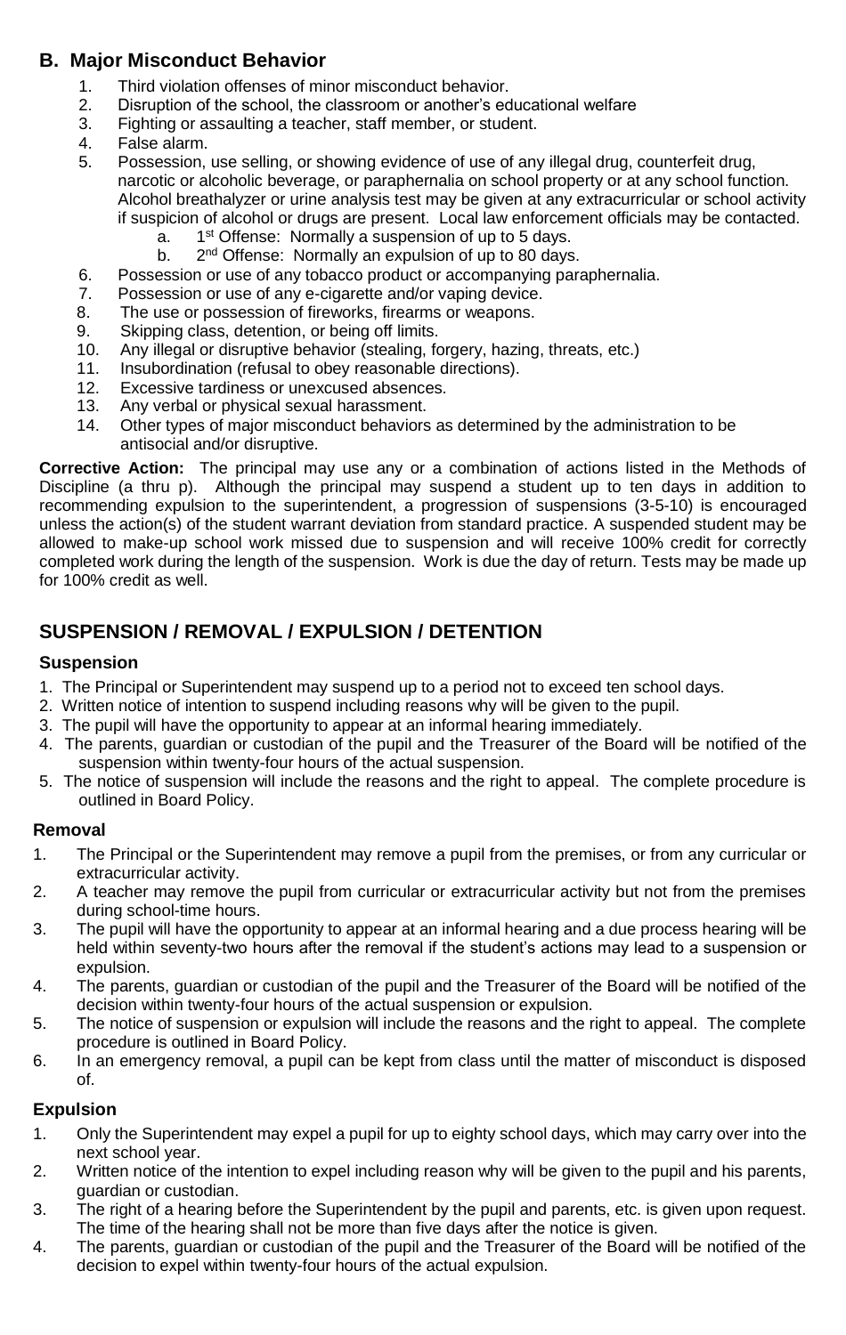## B. Major Misconduct Behavior

1. Third violation offenses of minor misconduct behavior.
2. Disruption of the school, the classroom or another's educational welfare
3. Fighting or assaulting a teacher, staff member, or student.
4. False alarm.
5. Possession, use selling, or showing evidence of use of any illegal drug, counterfeit drug, narcotic or alcoholic beverage, or paraphernalia on school property or at any school function. Alcohol breathalyzer or urine analysis test may be given at any extracurricular or school activity if suspicion of alcohol or drugs are present. Local law enforcement officials may be contacted.
   a. 1st Offense: Normally a suspension of up to 5 days.
   b. 2nd Offense: Normally an expulsion of up to 80 days.
6. Possession or use of any tobacco product or accompanying paraphernalia.
7. Possession or use of any e-cigarette and/or vaping device.
8. The use or possession of fireworks, firearms or weapons.
9. Skipping class, detention, or being off limits.
10. Any illegal or disruptive behavior (stealing, forgery, hazing, threats, etc.)
11. Insubordination (refusal to obey reasonable directions).
12. Excessive tardiness or unexcused absences.
13. Any verbal or physical sexual harassment.
14. Other types of major misconduct behaviors as determined by the administration to be antisocial and/or disruptive.

**Corrective Action:** The principal may use any or a combination of actions listed in the Methods of Discipline (a thru p). Although the principal may suspend a student up to ten days in addition to recommending expulsion to the superintendent, a progression of suspensions (3-5-10) is encouraged unless the action(s) of the student warrant deviation from standard practice. A suspended student may be allowed to make-up school work missed due to suspension and will receive 100% credit for correctly completed work during the length of the suspension. Work is due the day of return. Tests may be made up for 100% credit as well.

## SUSPENSION / REMOVAL / EXPULSION / DETENTION

### Suspension

1. The Principal or Superintendent may suspend up to a period not to exceed ten school days.
2. Written notice of intention to suspend including reasons why will be given to the pupil.
3. The pupil will have the opportunity to appear at an informal hearing immediately.
4. The parents, guardian or custodian of the pupil and the Treasurer of the Board will be notified of the suspension within twenty-four hours of the actual suspension.
5. The notice of suspension will include the reasons and the right to appeal. The complete procedure is outlined in Board Policy.

### Removal

1. The Principal or the Superintendent may remove a pupil from the premises, or from any curricular or extracurricular activity.
2. A teacher may remove the pupil from curricular or extracurricular activity but not from the premises during school-time hours.
3. The pupil will have the opportunity to appear at an informal hearing and a due process hearing will be held within seventy-two hours after the removal if the student's actions may lead to a suspension or expulsion.
4. The parents, guardian or custodian of the pupil and the Treasurer of the Board will be notified of the decision within twenty-four hours of the actual suspension or expulsion.
5. The notice of suspension or expulsion will include the reasons and the right to appeal. The complete procedure is outlined in Board Policy.
6. In an emergency removal, a pupil can be kept from class until the matter of misconduct is disposed of.

### Expulsion

1. Only the Superintendent may expel a pupil for up to eighty school days, which may carry over into the next school year.
2. Written notice of the intention to expel including reason why will be given to the pupil and his parents, guardian or custodian.
3. The right of a hearing before the Superintendent by the pupil and parents, etc. is given upon request. The time of the hearing shall not be more than five days after the notice is given.
4. The parents, guardian or custodian of the pupil and the Treasurer of the Board will be notified of the decision to expel within twenty-four hours of the actual expulsion.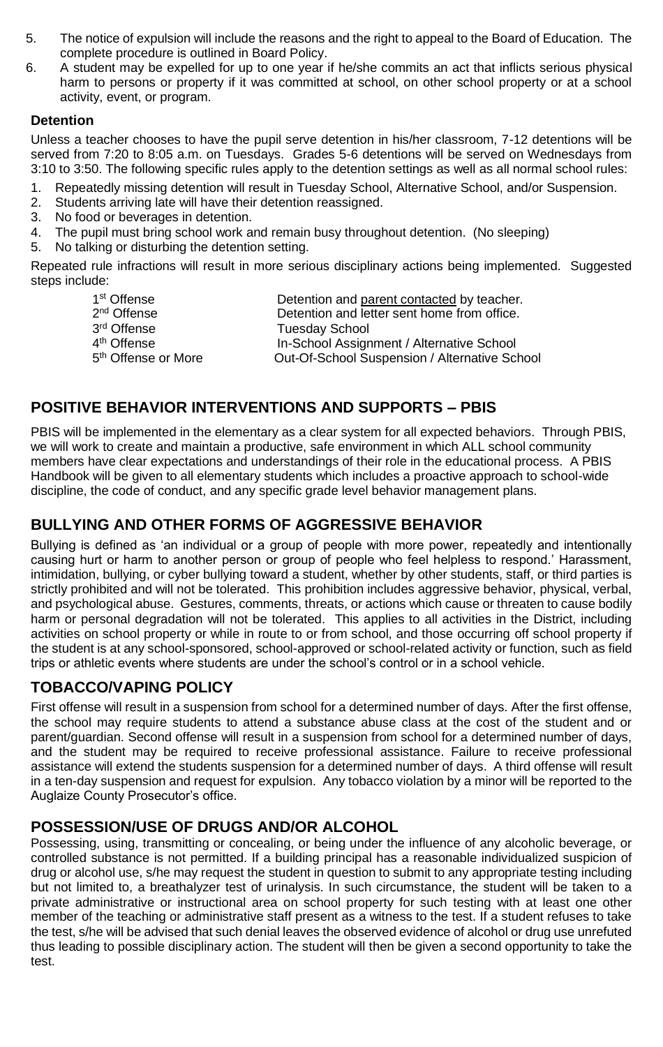5. The notice of expulsion will include the reasons and the right to appeal to the Board of Education. The complete procedure is outlined in Board Policy.
6. A student may be expelled for up to one year if he/she commits an act that inflicts serious physical harm to persons or property if it was committed at school, on other school property or at a school activity, event, or program.

### Detention

Unless a teacher chooses to have the pupil serve detention in his/her classroom, 7-12 detentions will be served from 7:20 to 8:05 a.m. on Tuesdays. Grades 5-6 detentions will be served on Wednesdays from 3:10 to 3:50. The following specific rules apply to the detention settings as well as all normal school rules:

1. Repeatedly missing detention will result in Tuesday School, Alternative School, and/or Suspension.
2. Students arriving late will have their detention reassigned.
3. No food or beverages in detention.
4. The pupil must bring school work and remain busy throughout detention. (No sleeping)
5. No talking or disturbing the detention setting.

Repeated rule infractions will result in more serious disciplinary actions being implemented. Suggested steps include:

| | |
|---|---|
| 1st Offense | Detention and parent contacted by teacher. |
| 2nd Offense | Detention and letter sent home from office. |
| 3rd Offense | Tuesday School |
| 4th Offense | In-School Assignment / Alternative School |
| 5th Offense or More | Out-Of-School Suspension / Alternative School |

## POSITIVE BEHAVIOR INTERVENTIONS AND SUPPORTS – PBIS

PBIS will be implemented in the elementary as a clear system for all expected behaviors. Through PBIS, we will work to create and maintain a productive, safe environment in which ALL school community members have clear expectations and understandings of their role in the educational process. A PBIS Handbook will be given to all elementary students which includes a proactive approach to school-wide discipline, the code of conduct, and any specific grade level behavior management plans.

## BULLYING AND OTHER FORMS OF AGGRESSIVE BEHAVIOR

Bullying is defined as 'an individual or a group of people with more power, repeatedly and intentionally causing hurt or harm to another person or group of people who feel helpless to respond.' Harassment, intimidation, bullying, or cyber bullying toward a student, whether by other students, staff, or third parties is strictly prohibited and will not be tolerated. This prohibition includes aggressive behavior, physical, verbal, and psychological abuse. Gestures, comments, threats, or actions which cause or threaten to cause bodily harm or personal degradation will not be tolerated. This applies to all activities in the District, including activities on school property or while in route to or from school, and those occurring off school property if the student is at any school-sponsored, school-approved or school-related activity or function, such as field trips or athletic events where students are under the school's control or in a school vehicle.

## TOBACCO/VAPING POLICY

First offense will result in a suspension from school for a determined number of days. After the first offense, the school may require students to attend a substance abuse class at the cost of the student and or parent/guardian. Second offense will result in a suspension from school for a determined number of days, and the student may be required to receive professional assistance. Failure to receive professional assistance will extend the students suspension for a determined number of days. A third offense will result in a ten-day suspension and request for expulsion. Any tobacco violation by a minor will be reported to the Auglaize County Prosecutor's office.

## POSSESSION/USE OF DRUGS AND/OR ALCOHOL

Possessing, using, transmitting or concealing, or being under the influence of any alcoholic beverage, or controlled substance is not permitted. If a building principal has a reasonable individualized suspicion of drug or alcohol use, s/he may request the student in question to submit to any appropriate testing including but not limited to, a breathalyzer test of urinalysis. In such circumstance, the student will be taken to a private administrative or instructional area on school property for such testing with at least one other member of the teaching or administrative staff present as a witness to the test. If a student refuses to take the test, s/he will be advised that such denial leaves the observed evidence of alcohol or drug use unrefuted thus leading to possible disciplinary action. The student will then be given a second opportunity to take the test.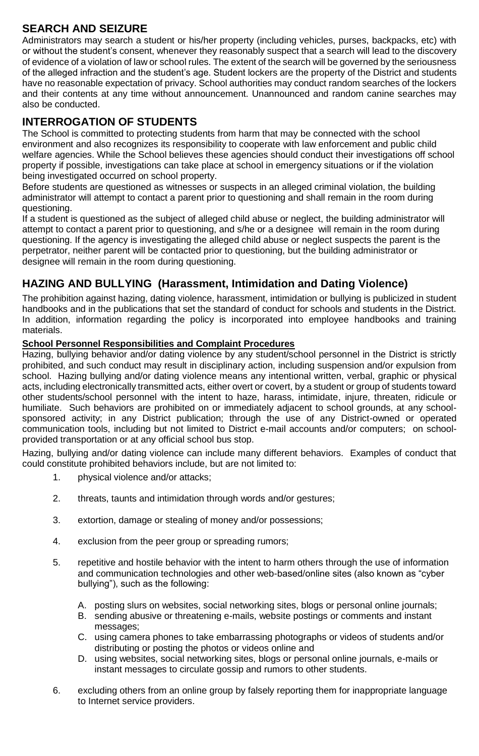## SEARCH AND SEIZURE

Administrators may search a student or his/her property (including vehicles, purses, backpacks, etc) with or without the student's consent, whenever they reasonably suspect that a search will lead to the discovery of evidence of a violation of law or school rules. The extent of the search will be governed by the seriousness of the alleged infraction and the student's age. Student lockers are the property of the District and students have no reasonable expectation of privacy. School authorities may conduct random searches of the lockers and their contents at any time without announcement. Unannounced and random canine searches may also be conducted.

## INTERROGATION OF STUDENTS

The School is committed to protecting students from harm that may be connected with the school environment and also recognizes its responsibility to cooperate with law enforcement and public child welfare agencies. While the School believes these agencies should conduct their investigations off school property if possible, investigations can take place at school in emergency situations or if the violation being investigated occurred on school property.

Before students are questioned as witnesses or suspects in an alleged criminal violation, the building administrator will attempt to contact a parent prior to questioning and shall remain in the room during questioning.

If a student is questioned as the subject of alleged child abuse or neglect, the building administrator will attempt to contact a parent prior to questioning, and s/he or a designee will remain in the room during questioning. If the agency is investigating the alleged child abuse or neglect suspects the parent is the perpetrator, neither parent will be contacted prior to questioning, but the building administrator or designee will remain in the room during questioning.

## HAZING AND BULLYING (Harassment, Intimidation and Dating Violence)

The prohibition against hazing, dating violence, harassment, intimidation or bullying is publicized in student handbooks and in the publications that set the standard of conduct for schools and students in the District. In addition, information regarding the policy is incorporated into employee handbooks and training materials.

### School Personnel Responsibilities and Complaint Procedures

Hazing, bullying behavior and/or dating violence by any student/school personnel in the District is strictly prohibited, and such conduct may result in disciplinary action, including suspension and/or expulsion from school. Hazing bullying and/or dating violence means any intentional written, verbal, graphic or physical acts, including electronically transmitted acts, either overt or covert, by a student or group of students toward other students/school personnel with the intent to haze, harass, intimidate, injure, threaten, ridicule or humiliate. Such behaviors are prohibited on or immediately adjacent to school grounds, at any school-sponsored activity; in any District publication; through the use of any District-owned or operated communication tools, including but not limited to District e-mail accounts and/or computers; on school-provided transportation or at any official school bus stop.

Hazing, bullying and/or dating violence can include many different behaviors. Examples of conduct that could constitute prohibited behaviors include, but are not limited to:

1. physical violence and/or attacks;
2. threats, taunts and intimidation through words and/or gestures;
3. extortion, damage or stealing of money and/or possessions;
4. exclusion from the peer group or spreading rumors;
5. repetitive and hostile behavior with the intent to harm others through the use of information and communication technologies and other web-based/online sites (also known as "cyber bullying"), such as the following:
   A. posting slurs on websites, social networking sites, blogs or personal online journals;
   B. sending abusive or threatening e-mails, website postings or comments and instant messages;
   C. using camera phones to take embarrassing photographs or videos of students and/or distributing or posting the photos or videos online and
   D. using websites, social networking sites, blogs or personal online journals, e-mails or instant messages to circulate gossip and rumors to other students.
6. excluding others from an online group by falsely reporting them for inappropriate language to Internet service providers.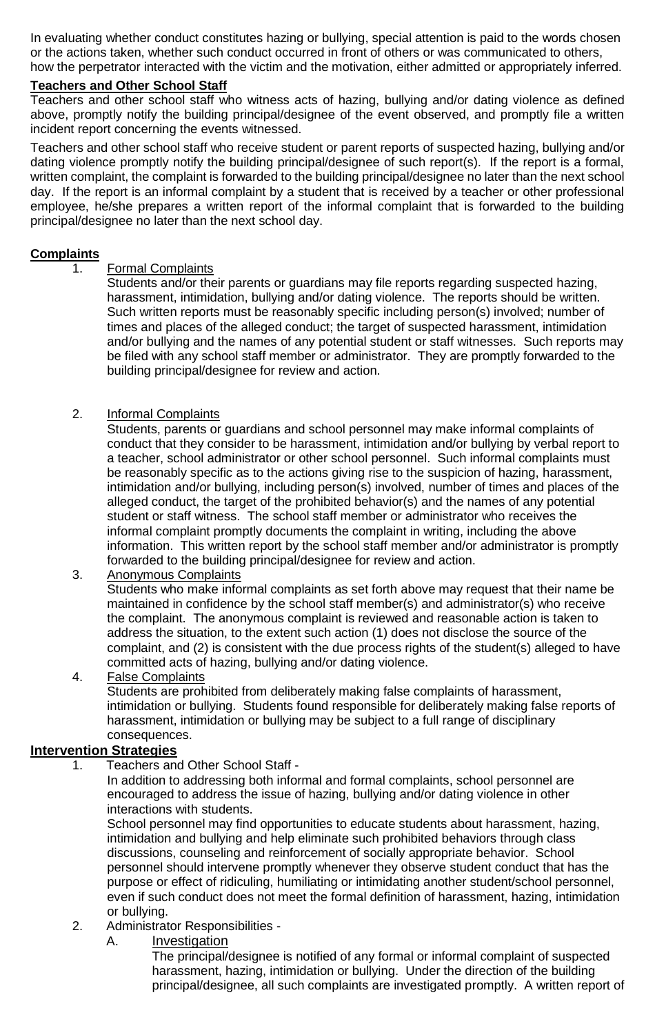In evaluating whether conduct constitutes hazing or bullying, special attention is paid to the words chosen or the actions taken, whether such conduct occurred in front of others or was communicated to others, how the perpetrator interacted with the victim and the motivation, either admitted or appropriately inferred.

**Teachers and Other School Staff**

Teachers and other school staff who witness acts of hazing, bullying and/or dating violence as defined above, promptly notify the building principal/designee of the event observed, and promptly file a written incident report concerning the events witnessed.

Teachers and other school staff who receive student or parent reports of suspected hazing, bullying and/or dating violence promptly notify the building principal/designee of such report(s). If the report is a formal, written complaint, the complaint is forwarded to the building principal/designee no later than the next school day. If the report is an informal complaint by a student that is received by a teacher or other professional employee, he/she prepares a written report of the informal complaint that is forwarded to the building principal/designee no later than the next school day.

**Complaints**

1. Formal Complaints

   Students and/or their parents or guardians may file reports regarding suspected hazing, harassment, intimidation, bullying and/or dating violence. The reports should be written. Such written reports must be reasonably specific including person(s) involved; number of times and places of the alleged conduct; the target of suspected harassment, intimidation and/or bullying and the names of any potential student or staff witnesses. Such reports may be filed with any school staff member or administrator. They are promptly forwarded to the building principal/designee for review and action.

2. Informal Complaints

   Students, parents or guardians and school personnel may make informal complaints of conduct that they consider to be harassment, intimidation and/or bullying by verbal report to a teacher, school administrator or other school personnel. Such informal complaints must be reasonably specific as to the actions giving rise to the suspicion of hazing, harassment, intimidation and/or bullying, including person(s) involved, number of times and places of the alleged conduct, the target of the prohibited behavior(s) and the names of any potential student or staff witness. The school staff member or administrator who receives the informal complaint promptly documents the complaint in writing, including the above information. This written report by the school staff member and/or administrator is promptly forwarded to the building principal/designee for review and action.

3. Anonymous Complaints

   Students who make informal complaints as set forth above may request that their name be maintained in confidence by the school staff member(s) and administrator(s) who receive the complaint. The anonymous complaint is reviewed and reasonable action is taken to address the situation, to the extent such action (1) does not disclose the source of the complaint, and (2) is consistent with the due process rights of the student(s) alleged to have committed acts of hazing, bullying and/or dating violence.

4. False Complaints

   Students are prohibited from deliberately making false complaints of harassment, intimidation or bullying. Students found responsible for deliberately making false reports of harassment, intimidation or bullying may be subject to a full range of disciplinary consequences.

**Intervention Strategies**

1. Teachers and Other School Staff -

   In addition to addressing both informal and formal complaints, school personnel are encouraged to address the issue of hazing, bullying and/or dating violence in other interactions with students.

   School personnel may find opportunities to educate students about harassment, hazing, intimidation and bullying and help eliminate such prohibited behaviors through class discussions, counseling and reinforcement of socially appropriate behavior. School personnel should intervene promptly whenever they observe student conduct that has the purpose or effect of ridiculing, humiliating or intimidating another student/school personnel, even if such conduct does not meet the formal definition of harassment, hazing, intimidation or bullying.

2. Administrator Responsibilities -

   A. Investigation

      The principal/designee is notified of any formal or informal complaint of suspected harassment, hazing, intimidation or bullying. Under the direction of the building principal/designee, all such complaints are investigated promptly. A written report of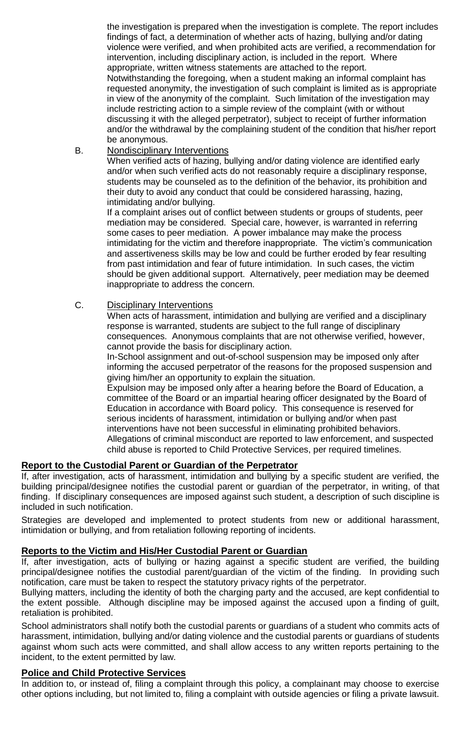the investigation is prepared when the investigation is complete. The report includes findings of fact, a determination of whether acts of hazing, bullying and/or dating violence were verified, and when prohibited acts are verified, a recommendation for intervention, including disciplinary action, is included in the report. Where appropriate, written witness statements are attached to the report.

Notwithstanding the foregoing, when a student making an informal complaint has requested anonymity, the investigation of such complaint is limited as is appropriate in view of the anonymity of the complaint. Such limitation of the investigation may include restricting action to a simple review of the complaint (with or without discussing it with the alleged perpetrator), subject to receipt of further information and/or the withdrawal by the complaining student of the condition that his/her report be anonymous.

B. <u>Nondisciplinary Interventions</u>

When verified acts of hazing, bullying and/or dating violence are identified early and/or when such verified acts do not reasonably require a disciplinary response, students may be counseled as to the definition of the behavior, its prohibition and their duty to avoid any conduct that could be considered harassing, hazing, intimidating and/or bullying.

If a complaint arises out of conflict between students or groups of students, peer mediation may be considered. Special care, however, is warranted in referring some cases to peer mediation. A power imbalance may make the process intimidating for the victim and therefore inappropriate. The victim's communication and assertiveness skills may be low and could be further eroded by fear resulting from past intimidation and fear of future intimidation. In such cases, the victim should be given additional support. Alternatively, peer mediation may be deemed inappropriate to address the concern.

C. <u>Disciplinary Interventions</u>

When acts of harassment, intimidation and bullying are verified and a disciplinary response is warranted, students are subject to the full range of disciplinary consequences. Anonymous complaints that are not otherwise verified, however, cannot provide the basis for disciplinary action.

In-School assignment and out-of-school suspension may be imposed only after informing the accused perpetrator of the reasons for the proposed suspension and giving him/her an opportunity to explain the situation.

Expulsion may be imposed only after a hearing before the Board of Education, a committee of the Board or an impartial hearing officer designated by the Board of Education in accordance with Board policy. This consequence is reserved for serious incidents of harassment, intimidation or bullying and/or when past interventions have not been successful in eliminating prohibited behaviors.

Allegations of criminal misconduct are reported to law enforcement, and suspected child abuse is reported to Child Protective Services, per required timelines.

**Report to the Custodial Parent or Guardian of the Perpetrator**

If, after investigation, acts of harassment, intimidation and bullying by a specific student are verified, the building principal/designee notifies the custodial parent or guardian of the perpetrator, in writing, of that finding. If disciplinary consequences are imposed against such student, a description of such discipline is included in such notification.

Strategies are developed and implemented to protect students from new or additional harassment, intimidation or bullying, and from retaliation following reporting of incidents.

**Reports to the Victim and His/Her Custodial Parent or Guardian**

If, after investigation, acts of bullying or hazing against a specific student are verified, the building principal/designee notifies the custodial parent/guardian of the victim of the finding. In providing such notification, care must be taken to respect the statutory privacy rights of the perpetrator.

Bullying matters, including the identity of both the charging party and the accused, are kept confidential to the extent possible. Although discipline may be imposed against the accused upon a finding of guilt, retaliation is prohibited.

School administrators shall notify both the custodial parents or guardians of a student who commits acts of harassment, intimidation, bullying and/or dating violence and the custodial parents or guardians of students against whom such acts were committed, and shall allow access to any written reports pertaining to the incident, to the extent permitted by law.

**Police and Child Protective Services**

In addition to, or instead of, filing a complaint through this policy, a complainant may choose to exercise other options including, but not limited to, filing a complaint with outside agencies or filing a private lawsuit.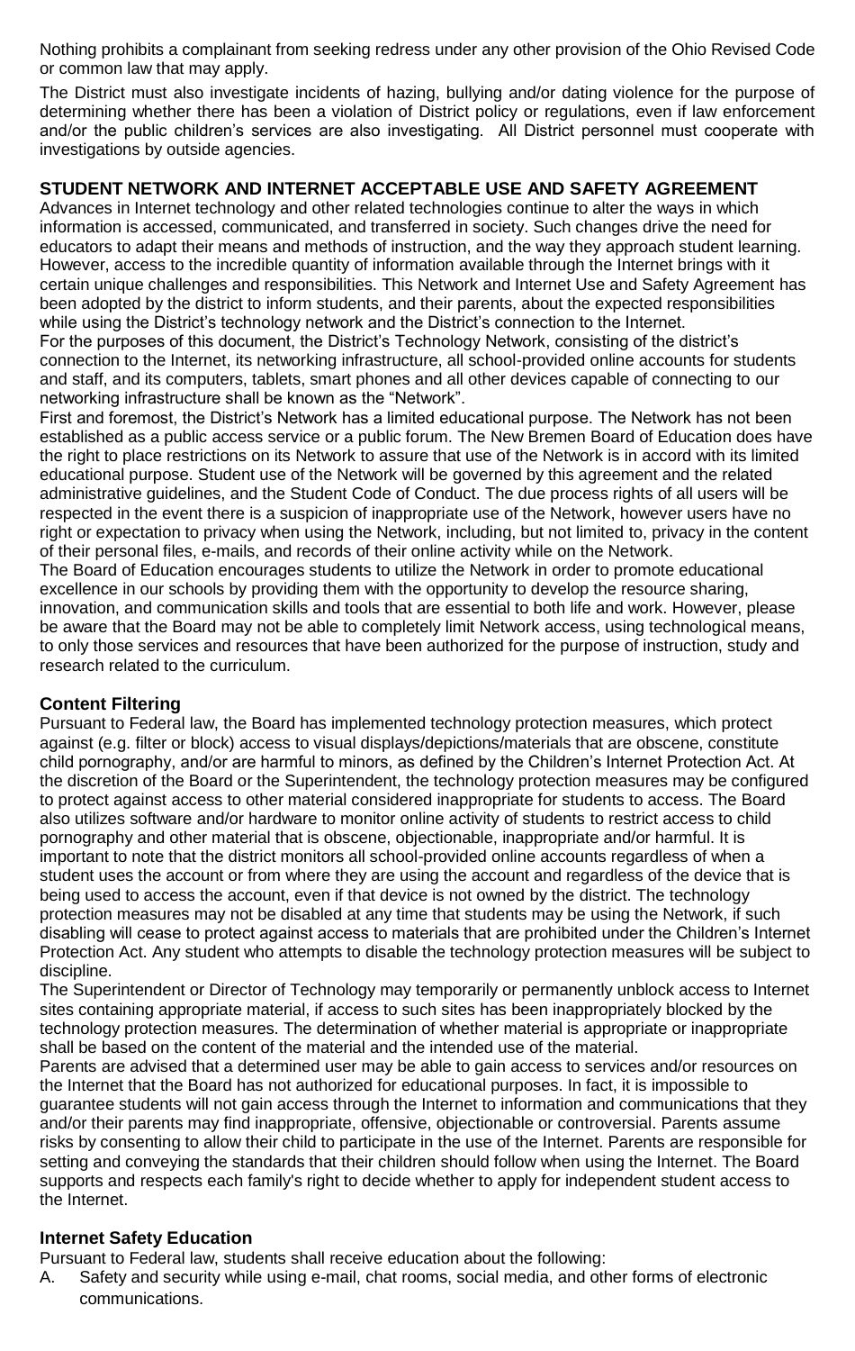Nothing prohibits a complainant from seeking redress under any other provision of the Ohio Revised Code or common law that may apply.

The District must also investigate incidents of hazing, bullying and/or dating violence for the purpose of determining whether there has been a violation of District policy or regulations, even if law enforcement and/or the public children's services are also investigating. All District personnel must cooperate with investigations by outside agencies.

## STUDENT NETWORK AND INTERNET ACCEPTABLE USE AND SAFETY AGREEMENT

Advances in Internet technology and other related technologies continue to alter the ways in which information is accessed, communicated, and transferred in society. Such changes drive the need for educators to adapt their means and methods of instruction, and the way they approach student learning. However, access to the incredible quantity of information available through the Internet brings with it certain unique challenges and responsibilities. This Network and Internet Use and Safety Agreement has been adopted by the district to inform students, and their parents, about the expected responsibilities while using the District's technology network and the District's connection to the Internet.

For the purposes of this document, the District's Technology Network, consisting of the district's connection to the Internet, its networking infrastructure, all school-provided online accounts for students and staff, and its computers, tablets, smart phones and all other devices capable of connecting to our networking infrastructure shall be known as the "Network".

First and foremost, the District's Network has a limited educational purpose. The Network has not been established as a public access service or a public forum. The New Bremen Board of Education does have the right to place restrictions on its Network to assure that use of the Network is in accord with its limited educational purpose. Student use of the Network will be governed by this agreement and the related administrative guidelines, and the Student Code of Conduct. The due process rights of all users will be respected in the event there is a suspicion of inappropriate use of the Network, however users have no right or expectation to privacy when using the Network, including, but not limited to, privacy in the content of their personal files, e-mails, and records of their online activity while on the Network.

The Board of Education encourages students to utilize the Network in order to promote educational excellence in our schools by providing them with the opportunity to develop the resource sharing, innovation, and communication skills and tools that are essential to both life and work. However, please be aware that the Board may not be able to completely limit Network access, using technological means, to only those services and resources that have been authorized for the purpose of instruction, study and research related to the curriculum.

### Content Filtering

Pursuant to Federal law, the Board has implemented technology protection measures, which protect against (e.g. filter or block) access to visual displays/depictions/materials that are obscene, constitute child pornography, and/or are harmful to minors, as defined by the Children's Internet Protection Act. At the discretion of the Board or the Superintendent, the technology protection measures may be configured to protect against access to other material considered inappropriate for students to access. The Board also utilizes software and/or hardware to monitor online activity of students to restrict access to child pornography and other material that is obscene, objectionable, inappropriate and/or harmful. It is important to note that the district monitors all school-provided online accounts regardless of when a student uses the account or from where they are using the account and regardless of the device that is being used to access the account, even if that device is not owned by the district. The technology protection measures may not be disabled at any time that students may be using the Network, if such disabling will cease to protect against access to materials that are prohibited under the Children's Internet Protection Act. Any student who attempts to disable the technology protection measures will be subject to discipline.

The Superintendent or Director of Technology may temporarily or permanently unblock access to Internet sites containing appropriate material, if access to such sites has been inappropriately blocked by the technology protection measures. The determination of whether material is appropriate or inappropriate shall be based on the content of the material and the intended use of the material.

Parents are advised that a determined user may be able to gain access to services and/or resources on the Internet that the Board has not authorized for educational purposes. In fact, it is impossible to guarantee students will not gain access through the Internet to information and communications that they and/or their parents may find inappropriate, offensive, objectionable or controversial. Parents assume risks by consenting to allow their child to participate in the use of the Internet. Parents are responsible for setting and conveying the standards that their children should follow when using the Internet. The Board supports and respects each family's right to decide whether to apply for independent student access to the Internet.

### Internet Safety Education

Pursuant to Federal law, students shall receive education about the following:

A. Safety and security while using e-mail, chat rooms, social media, and other forms of electronic communications.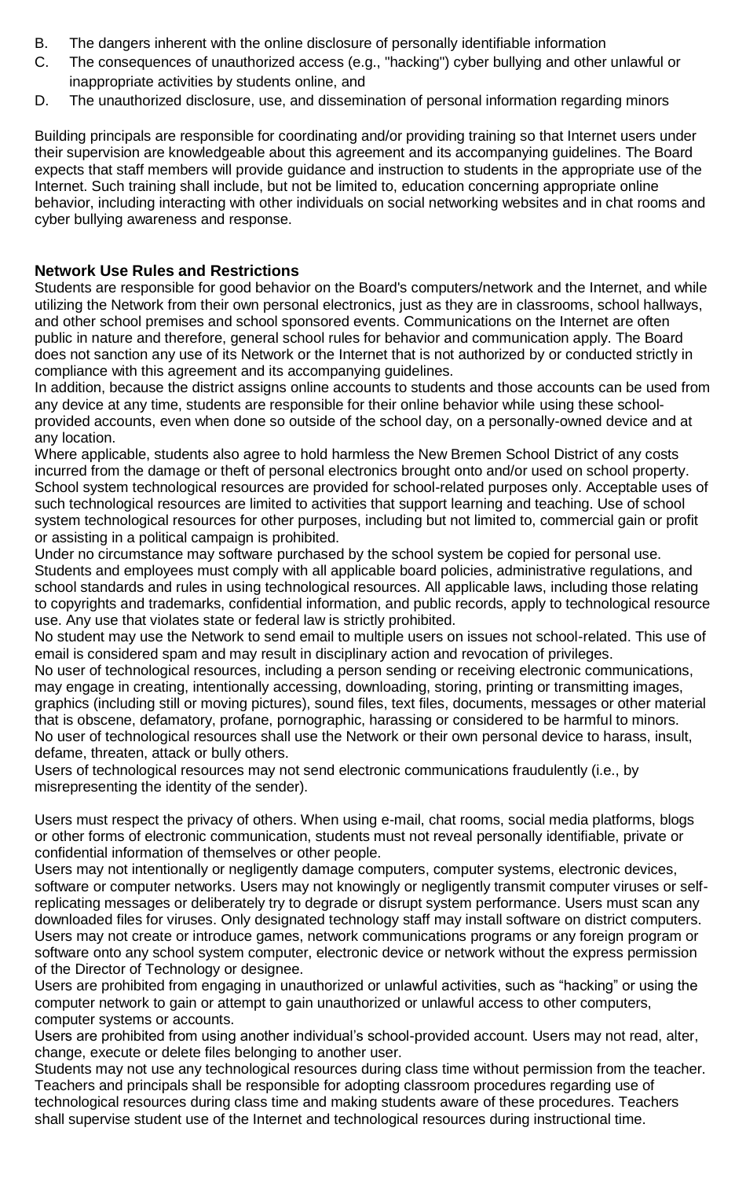B. The dangers inherent with the online disclosure of personally identifiable information
C. The consequences of unauthorized access (e.g., "hacking") cyber bullying and other unlawful or inappropriate activities by students online, and
D. The unauthorized disclosure, use, and dissemination of personal information regarding minors

Building principals are responsible for coordinating and/or providing training so that Internet users under their supervision are knowledgeable about this agreement and its accompanying guidelines. The Board expects that staff members will provide guidance and instruction to students in the appropriate use of the Internet. Such training shall include, but not be limited to, education concerning appropriate online behavior, including interacting with other individuals on social networking websites and in chat rooms and cyber bullying awareness and response.

**Network Use Rules and Restrictions**

Students are responsible for good behavior on the Board's computers/network and the Internet, and while utilizing the Network from their own personal electronics, just as they are in classrooms, school hallways, and other school premises and school sponsored events. Communications on the Internet are often public in nature and therefore, general school rules for behavior and communication apply. The Board does not sanction any use of its Network or the Internet that is not authorized by or conducted strictly in compliance with this agreement and its accompanying guidelines.

In addition, because the district assigns online accounts to students and those accounts can be used from any device at any time, students are responsible for their online behavior while using these school-provided accounts, even when done so outside of the school day, on a personally-owned device and at any location.

Where applicable, students also agree to hold harmless the New Bremen School District of any costs incurred from the damage or theft of personal electronics brought onto and/or used on school property.

School system technological resources are provided for school-related purposes only. Acceptable uses of such technological resources are limited to activities that support learning and teaching. Use of school system technological resources for other purposes, including but not limited to, commercial gain or profit or assisting in a political campaign is prohibited.

Under no circumstance may software purchased by the school system be copied for personal use.

Students and employees must comply with all applicable board policies, administrative regulations, and school standards and rules in using technological resources. All applicable laws, including those relating to copyrights and trademarks, confidential information, and public records, apply to technological resource use. Any use that violates state or federal law is strictly prohibited.

No student may use the Network to send email to multiple users on issues not school-related. This use of email is considered spam and may result in disciplinary action and revocation of privileges.

No user of technological resources, including a person sending or receiving electronic communications, may engage in creating, intentionally accessing, downloading, storing, printing or transmitting images, graphics (including still or moving pictures), sound files, text files, documents, messages or other material that is obscene, defamatory, profane, pornographic, harassing or considered to be harmful to minors.

No user of technological resources shall use the Network or their own personal device to harass, insult, defame, threaten, attack or bully others.

Users of technological resources may not send electronic communications fraudulently (i.e., by misrepresenting the identity of the sender).

Users must respect the privacy of others. When using e-mail, chat rooms, social media platforms, blogs or other forms of electronic communication, students must not reveal personally identifiable, private or confidential information of themselves or other people.

Users may not intentionally or negligently damage computers, computer systems, electronic devices, software or computer networks. Users may not knowingly or negligently transmit computer viruses or self-replicating messages or deliberately try to degrade or disrupt system performance. Users must scan any downloaded files for viruses. Only designated technology staff may install software on district computers. Users may not create or introduce games, network communications programs or any foreign program or software onto any school system computer, electronic device or network without the express permission of the Director of Technology or designee.

Users are prohibited from engaging in unauthorized or unlawful activities, such as "hacking" or using the computer network to gain or attempt to gain unauthorized or unlawful access to other computers, computer systems or accounts.

Users are prohibited from using another individual's school-provided account. Users may not read, alter, change, execute or delete files belonging to another user.

Students may not use any technological resources during class time without permission from the teacher. Teachers and principals shall be responsible for adopting classroom procedures regarding use of technological resources during class time and making students aware of these procedures. Teachers shall supervise student use of the Internet and technological resources during instructional time.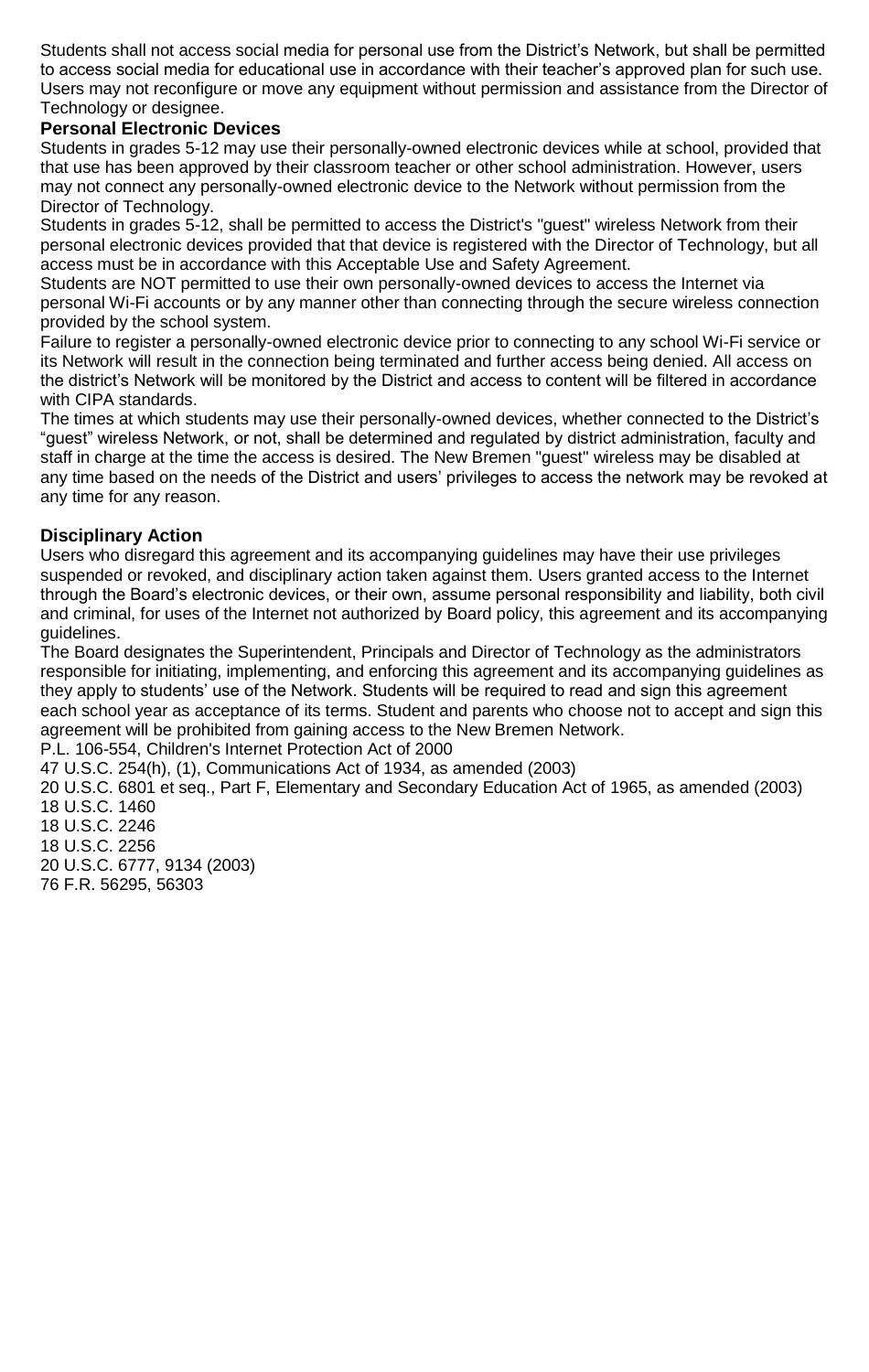Students shall not access social media for personal use from the District's Network, but shall be permitted to access social media for educational use in accordance with their teacher's approved plan for such use. Users may not reconfigure or move any equipment without permission and assistance from the Director of Technology or designee.

**Personal Electronic Devices**

Students in grades 5-12 may use their personally-owned electronic devices while at school, provided that that use has been approved by their classroom teacher or other school administration. However, users may not connect any personally-owned electronic device to the Network without permission from the Director of Technology.

Students in grades 5-12, shall be permitted to access the District's "guest" wireless Network from their personal electronic devices provided that that device is registered with the Director of Technology, but all access must be in accordance with this Acceptable Use and Safety Agreement.

Students are NOT permitted to use their own personally-owned devices to access the Internet via personal Wi-Fi accounts or by any manner other than connecting through the secure wireless connection provided by the school system.

Failure to register a personally-owned electronic device prior to connecting to any school Wi-Fi service or its Network will result in the connection being terminated and further access being denied. All access on the district's Network will be monitored by the District and access to content will be filtered in accordance with CIPA standards.

The times at which students may use their personally-owned devices, whether connected to the District's "guest" wireless Network, or not, shall be determined and regulated by district administration, faculty and staff in charge at the time the access is desired. The New Bremen "guest" wireless may be disabled at any time based on the needs of the District and users' privileges to access the network may be revoked at any time for any reason.

**Disciplinary Action**

Users who disregard this agreement and its accompanying guidelines may have their use privileges suspended or revoked, and disciplinary action taken against them. Users granted access to the Internet through the Board's electronic devices, or their own, assume personal responsibility and liability, both civil and criminal, for uses of the Internet not authorized by Board policy, this agreement and its accompanying guidelines.

The Board designates the Superintendent, Principals and Director of Technology as the administrators responsible for initiating, implementing, and enforcing this agreement and its accompanying guidelines as they apply to students' use of the Network. Students will be required to read and sign this agreement each school year as acceptance of its terms. Student and parents who choose not to accept and sign this agreement will be prohibited from gaining access to the New Bremen Network.

P.L. 106-554, Children's Internet Protection Act of 2000
47 U.S.C. 254(h), (1), Communications Act of 1934, as amended (2003)
20 U.S.C. 6801 et seq., Part F, Elementary and Secondary Education Act of 1965, as amended (2003)
18 U.S.C. 1460
18 U.S.C. 2246
18 U.S.C. 2256
20 U.S.C. 6777, 9134 (2003)
76 F.R. 56295, 56303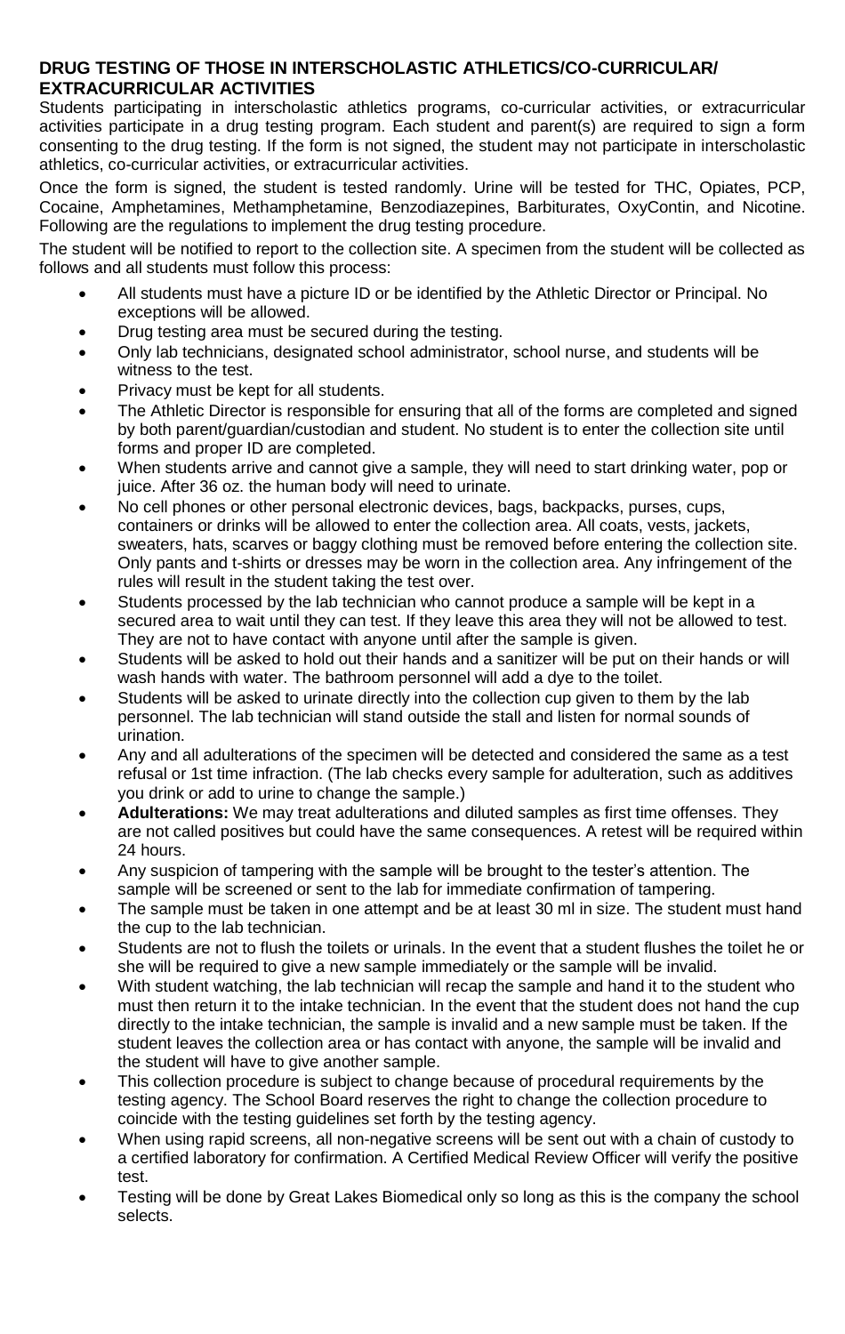**DRUG TESTING OF THOSE IN INTERSCHOLASTIC ATHLETICS/CO-CURRICULAR/ EXTRACURRICULAR ACTIVITIES**

Students participating in interscholastic athletics programs, co-curricular activities, or extracurricular activities participate in a drug testing program. Each student and parent(s) are required to sign a form consenting to the drug testing. If the form is not signed, the student may not participate in interscholastic athletics, co-curricular activities, or extracurricular activities.

Once the form is signed, the student is tested randomly. Urine will be tested for THC, Opiates, PCP, Cocaine, Amphetamines, Methamphetamine, Benzodiazepines, Barbiturates, OxyContin, and Nicotine. Following are the regulations to implement the drug testing procedure.

The student will be notified to report to the collection site. A specimen from the student will be collected as follows and all students must follow this process:

- All students must have a picture ID or be identified by the Athletic Director or Principal. No exceptions will be allowed.
- Drug testing area must be secured during the testing.
- Only lab technicians, designated school administrator, school nurse, and students will be witness to the test.
- Privacy must be kept for all students.
- The Athletic Director is responsible for ensuring that all of the forms are completed and signed by both parent/guardian/custodian and student. No student is to enter the collection site until forms and proper ID are completed.
- When students arrive and cannot give a sample, they will need to start drinking water, pop or juice. After 36 oz. the human body will need to urinate.
- No cell phones or other personal electronic devices, bags, backpacks, purses, cups, containers or drinks will be allowed to enter the collection area. All coats, vests, jackets, sweaters, hats, scarves or baggy clothing must be removed before entering the collection site. Only pants and t-shirts or dresses may be worn in the collection area. Any infringement of the rules will result in the student taking the test over.
- Students processed by the lab technician who cannot produce a sample will be kept in a secured area to wait until they can test. If they leave this area they will not be allowed to test. They are not to have contact with anyone until after the sample is given.
- Students will be asked to hold out their hands and a sanitizer will be put on their hands or will wash hands with water. The bathroom personnel will add a dye to the toilet.
- Students will be asked to urinate directly into the collection cup given to them by the lab personnel. The lab technician will stand outside the stall and listen for normal sounds of urination.
- Any and all adulterations of the specimen will be detected and considered the same as a test refusal or 1st time infraction. (The lab checks every sample for adulteration, such as additives you drink or add to urine to change the sample.)
- **Adulterations:** We may treat adulterations and diluted samples as first time offenses. They are not called positives but could have the same consequences. A retest will be required within 24 hours.
- Any suspicion of tampering with the sample will be brought to the tester's attention. The sample will be screened or sent to the lab for immediate confirmation of tampering.
- The sample must be taken in one attempt and be at least 30 ml in size. The student must hand the cup to the lab technician.
- Students are not to flush the toilets or urinals. In the event that a student flushes the toilet he or she will be required to give a new sample immediately or the sample will be invalid.
- With student watching, the lab technician will recap the sample and hand it to the student who must then return it to the intake technician. In the event that the student does not hand the cup directly to the intake technician, the sample is invalid and a new sample must be taken. If the student leaves the collection area or has contact with anyone, the sample will be invalid and the student will have to give another sample.
- This collection procedure is subject to change because of procedural requirements by the testing agency. The School Board reserves the right to change the collection procedure to coincide with the testing guidelines set forth by the testing agency.
- When using rapid screens, all non-negative screens will be sent out with a chain of custody to a certified laboratory for confirmation. A Certified Medical Review Officer will verify the positive test.
- Testing will be done by Great Lakes Biomedical only so long as this is the company the school selects.